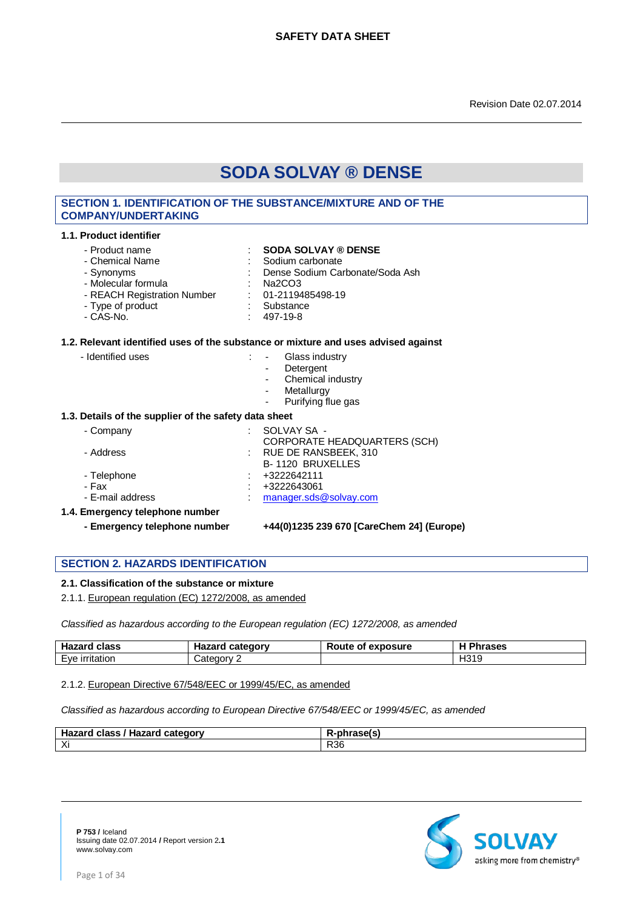# SAFETY DATA SHEET

Revision Date 02.07.2014

# SODA SOLVAY ® DENSE

## SECTION 1. IDENTIFICATION OF THE SUBSTANCE/MIXTURE AND OF THE COMPANY/UNDERTAKING

### 1.1. Product identifier

- Product name : **SODA SOLVAY ® DENSE**
- Chemical Name : Sodium carbonate
- Synonyms : Dense Sodium Carbonate/Soda Ash
- Molecular formula : $Na_2CO_3$
- REACH Registration Number : 01-2119485498-19
- Type of product : Substance
- CAS-No. : 497-19-8

### 1.2. Relevant identified uses of the substance or mixture and uses advised against

- Identified uses :
  - Glass industry
  - Detergent
  - Chemical industry
  - Metallurgy
  - Purifying flue gas

### 1.3. Details of the supplier of the safety data sheet

- Company : SOLVAY SA - CORPORATE HEADQUARTERS (SCH)
- Address : RUE DE RANSBEEK, 310 B- 1120 BRUXELLES
- Telephone : +3222642111
- Fax : +3222643061
- E-mail address : manager.sds@solvay.com

### 1.4. Emergency telephone number

**- Emergency telephone number** **+44(0)1235 239 670 [CareChem 24] (Europe)**

## SECTION 2. HAZARDS IDENTIFICATION

### 2.1. Classification of the substance or mixture

2.1.1. European regulation (EC) 1272/2008, as amended

*Classified as hazardous according to the European regulation (EC) 1272/2008, as amended*

| Hazard class | Hazard category | Route of exposure | H Phrases |
|---|---|---|---|
| Eye irritation | Category 2 | | H319 |

2.1.2. European Directive 67/548/EEC or 1999/45/EC, as amended

*Classified as hazardous according to European Directive 67/548/EEC or 1999/45/EC, as amended*

| Hazard class / Hazard category | R-phrase(s) |
|---|---|
| Xi | R36 |

**P 753 /** Iceland
Issuing date 02.07.2014 **/** Report version 2**.1**
www.solvay.com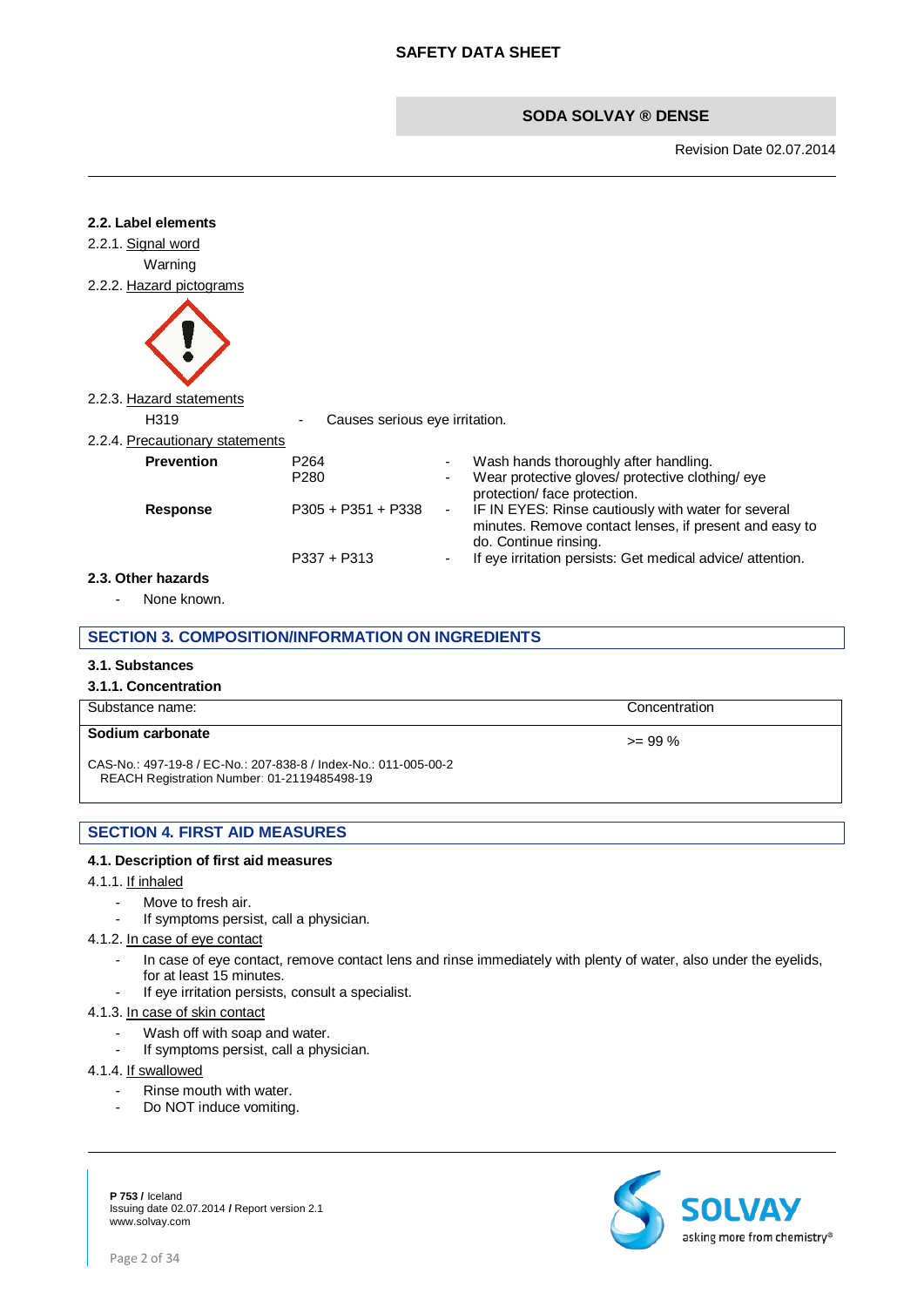### 2.2. Label elements

2.2.1. Signal word

Warning

2.2.2. Hazard pictograms

2.2.3. Hazard statements

| | | |
|---|---|---|
| H319 | - | Causes serious eye irritation. |

2.2.4. Precautionary statements

| | | | |
|---|---|---|---|
| **Prevention** | P264 | - | Wash hands thoroughly after handling. |
| | P280 | - | Wear protective gloves/ protective clothing/ eye protection/ face protection. |
| **Response** | P305 + P351 + P338 | - | IF IN EYES: Rinse cautiously with water for several minutes. Remove contact lenses, if present and easy to do. Continue rinsing. |
| | P337 + P313 | - | If eye irritation persists: Get medical advice/ attention. |

### 2.3. Other hazards

- None known.

## SECTION 3. COMPOSITION/INFORMATION ON INGREDIENTS

### 3.1. Substances

### 3.1.1. Concentration

| Substance name: | Concentration |
|---|---|
| **Sodium carbonate**<br>CAS-No.: 497-19-8 / EC-No.: 207-838-8 / Index-No.: 011-005-00-2<br>REACH Registration Number: 01-2119485498-19 | >= 99 % |

## SECTION 4. FIRST AID MEASURES

### 4.1. Description of first aid measures

4.1.1. If inhaled

- Move to fresh air.
- If symptoms persist, call a physician.

4.1.2. In case of eye contact

- In case of eye contact, remove contact lens and rinse immediately with plenty of water, also under the eyelids, for at least 15 minutes.
- If eye irritation persists, consult a specialist.

4.1.3. In case of skin contact

- Wash off with soap and water.
- If symptoms persist, call a physician.

4.1.4. If swallowed

- Rinse mouth with water.
- Do NOT induce vomiting.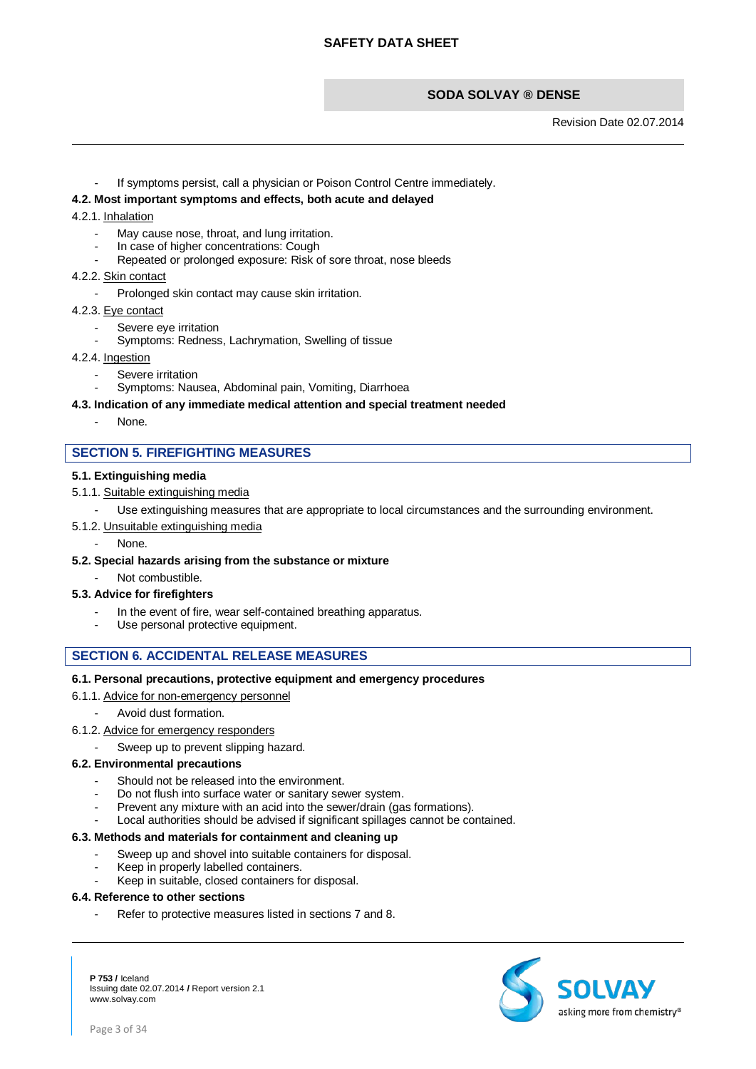- If symptoms persist, call a physician or Poison Control Centre immediately.

**4.2. Most important symptoms and effects, both acute and delayed**

4.2.1. Inhalation

- May cause nose, throat, and lung irritation.
- In case of higher concentrations: Cough
- Repeated or prolonged exposure: Risk of sore throat, nose bleeds

4.2.2. Skin contact

- Prolonged skin contact may cause skin irritation.

4.2.3. Eye contact

- Severe eye irritation
- Symptoms: Redness, Lachrymation, Swelling of tissue

4.2.4. Ingestion

- Severe irritation
- Symptoms: Nausea, Abdominal pain, Vomiting, Diarrhoea

**4.3. Indication of any immediate medical attention and special treatment needed**

- None.

## SECTION 5. FIREFIGHTING MEASURES

**5.1. Extinguishing media**

5.1.1. Suitable extinguishing media

- Use extinguishing measures that are appropriate to local circumstances and the surrounding environment.

5.1.2. Unsuitable extinguishing media

- None.

**5.2. Special hazards arising from the substance or mixture**

- Not combustible.

**5.3. Advice for firefighters**

- In the event of fire, wear self-contained breathing apparatus.
- Use personal protective equipment.

## SECTION 6. ACCIDENTAL RELEASE MEASURES

**6.1. Personal precautions, protective equipment and emergency procedures**

6.1.1. Advice for non-emergency personnel

- Avoid dust formation.

6.1.2. Advice for emergency responders

- Sweep up to prevent slipping hazard.

**6.2. Environmental precautions**

- Should not be released into the environment.
- Do not flush into surface water or sanitary sewer system.
- Prevent any mixture with an acid into the sewer/drain (gas formations).
- Local authorities should be advised if significant spillages cannot be contained.

**6.3. Methods and materials for containment and cleaning up**

- Sweep up and shovel into suitable containers for disposal.
- Keep in properly labelled containers.
- Keep in suitable, closed containers for disposal.

**6.4. Reference to other sections**

- Refer to protective measures listed in sections 7 and 8.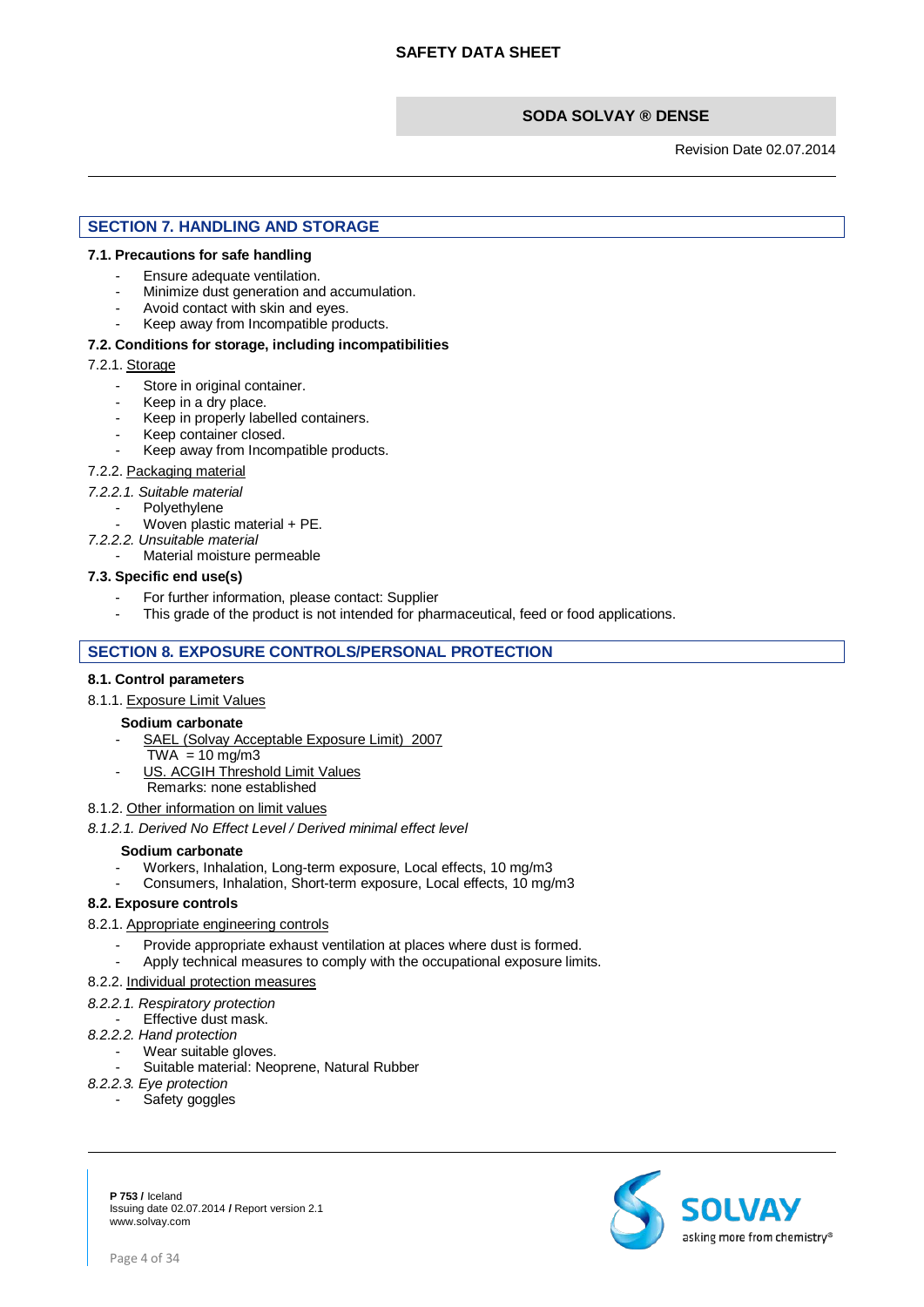## SECTION 7. HANDLING AND STORAGE

### 7.1. Precautions for safe handling

- Ensure adequate ventilation.
- Minimize dust generation and accumulation.
- Avoid contact with skin and eyes.
- Keep away from Incompatible products.

### 7.2. Conditions for storage, including incompatibilities

7.2.1. Storage

- Store in original container.
- Keep in a dry place.
- Keep in properly labelled containers.
- Keep container closed.
- Keep away from Incompatible products.

7.2.2. Packaging material

*7.2.2.1. Suitable material*

- Polyethylene
- Woven plastic material + PE.

*7.2.2.2. Unsuitable material*

- Material moisture permeable

### 7.3. Specific end use(s)

- For further information, please contact: Supplier
- This grade of the product is not intended for pharmaceutical, feed or food applications.

## SECTION 8. EXPOSURE CONTROLS/PERSONAL PROTECTION

### 8.1. Control parameters

8.1.1. Exposure Limit Values

**Sodium carbonate**

- SAEL (Solvay Acceptable Exposure Limit) 2007
  TWA = 10 mg/m3
- US. ACGIH Threshold Limit Values
  Remarks: none established

8.1.2. Other information on limit values

*8.1.2.1. Derived No Effect Level / Derived minimal effect level*

**Sodium carbonate**

- Workers, Inhalation, Long-term exposure, Local effects, 10 mg/m3
- Consumers, Inhalation, Short-term exposure, Local effects, 10 mg/m3

### 8.2. Exposure controls

8.2.1. Appropriate engineering controls

- Provide appropriate exhaust ventilation at places where dust is formed.
- Apply technical measures to comply with the occupational exposure limits.

8.2.2. Individual protection measures

*8.2.2.1. Respiratory protection*

- Effective dust mask.

*8.2.2.2. Hand protection*

- Wear suitable gloves.
- Suitable material: Neoprene, Natural Rubber

*8.2.2.3. Eye protection*

- Safety goggles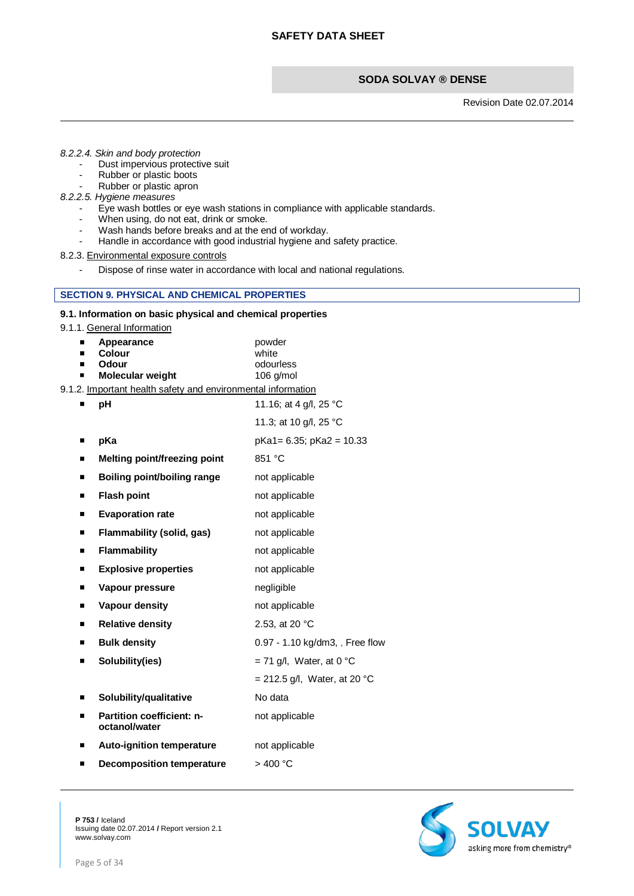*8.2.2.4. Skin and body protection*

- Dust impervious protective suit
- Rubber or plastic boots
- Rubber or plastic apron

*8.2.2.5. Hygiene measures*

- Eye wash bottles or eye wash stations in compliance with applicable standards.
- When using, do not eat, drink or smoke.
- Wash hands before breaks and at the end of workday.
- Handle in accordance with good industrial hygiene and safety practice.

8.2.3. Environmental exposure controls

- Dispose of rinse water in accordance with local and national regulations.

## SECTION 9. PHYSICAL AND CHEMICAL PROPERTIES

### 9.1. Information on basic physical and chemical properties

9.1.1. General Information

| | |
|---|---|
| **Appearance** | powder |
| **Colour** | white |
| **Odour** | odourless |
| **Molecular weight** | 106 g/mol |

9.1.2. Important health safety and environmental information

| | |
|---|---|
| **pH** | 11.16; at 4 g/l, 25 °C |
| | 11.3; at 10 g/l, 25 °C |
| **pKa** | pKa1= 6.35; pKa2 = 10.33 |
| **Melting point/freezing point** | 851 °C |
| **Boiling point/boiling range** | not applicable |
| **Flash point** | not applicable |
| **Evaporation rate** | not applicable |
| **Flammability (solid, gas)** | not applicable |
| **Flammability** | not applicable |
| **Explosive properties** | not applicable |
| **Vapour pressure** | negligible |
| **Vapour density** | not applicable |
| **Relative density** | 2.53, at 20 °C |
| **Bulk density** | 0.97 - 1.10 kg/dm3, , Free flow |
| **Solubility(ies)** | = 71 g/l, Water, at 0 °C |
| | = 212.5 g/l, Water, at 20 °C |
| **Solubility/qualitative** | No data |
| **Partition coefficient: n-octanol/water** | not applicable |
| **Auto-ignition temperature** | not applicable |
| **Decomposition temperature** | > 400 °C |

**P 753 /** Iceland
Issuing date 02.07.2014 **/** Report version 2.1
www.solvay.com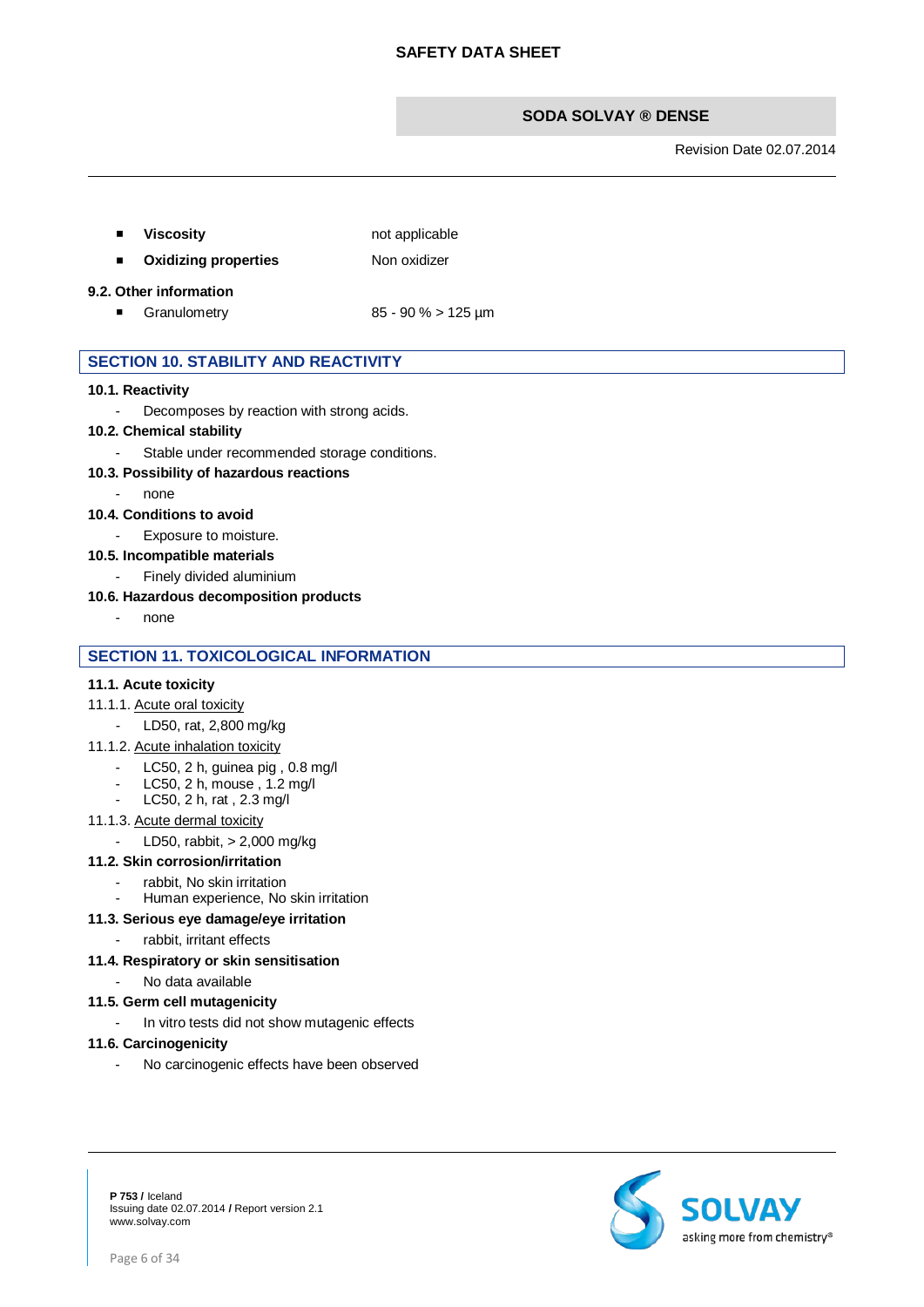- **Viscosity** not applicable
- **Oxidizing properties** Non oxidizer

**9.2. Other information**

- Granulometry 85 - 90 % > 125 µm

## SECTION 10. STABILITY AND REACTIVITY

**10.1. Reactivity**

- Decomposes by reaction with strong acids.

**10.2. Chemical stability**

- Stable under recommended storage conditions.

**10.3. Possibility of hazardous reactions**

- none

**10.4. Conditions to avoid**

- Exposure to moisture.

**10.5. Incompatible materials**

- Finely divided aluminium

**10.6. Hazardous decomposition products**

- none

## SECTION 11. TOXICOLOGICAL INFORMATION

**11.1. Acute toxicity**

11.1.1. Acute oral toxicity

- LD50, rat, 2,800 mg/kg

11.1.2. Acute inhalation toxicity

- LC50, 2 h, guinea pig , 0.8 mg/l
- LC50, 2 h, mouse , 1.2 mg/l
- LC50, 2 h, rat , 2.3 mg/l

11.1.3. Acute dermal toxicity

- LD50, rabbit, > 2,000 mg/kg

**11.2. Skin corrosion/irritation**

- rabbit, No skin irritation
- Human experience, No skin irritation

**11.3. Serious eye damage/eye irritation**

- rabbit, irritant effects

**11.4. Respiratory or skin sensitisation**

- No data available

**11.5. Germ cell mutagenicity**

- In vitro tests did not show mutagenic effects

**11.6. Carcinogenicity**

- No carcinogenic effects have been observed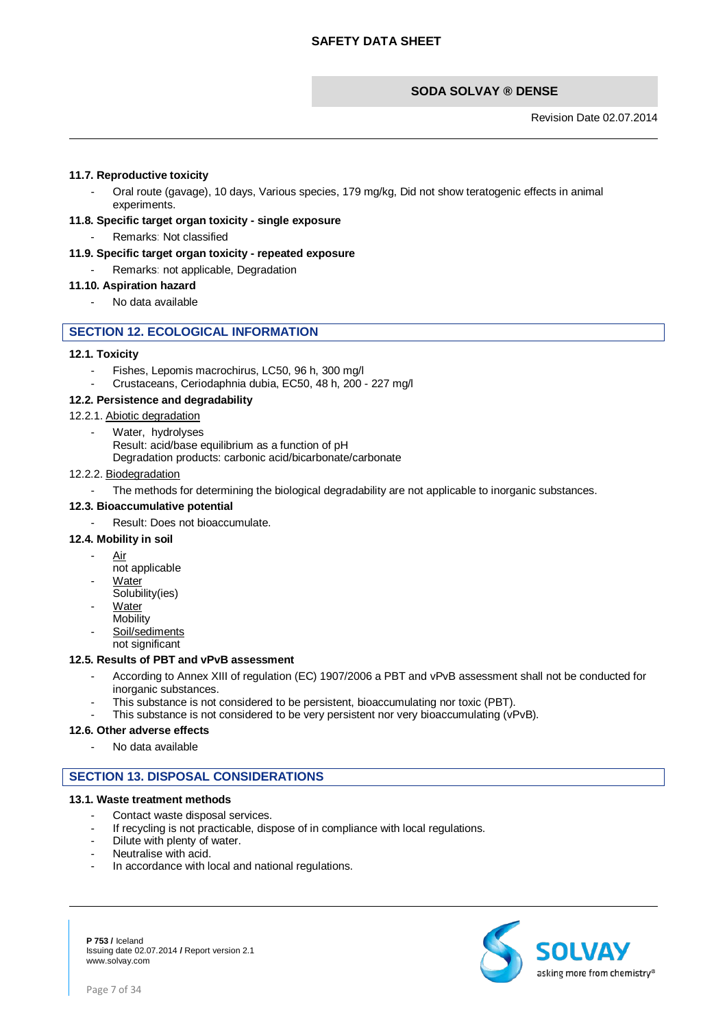### 11.7. Reproductive toxicity

- Oral route (gavage), 10 days, Various species, 179 mg/kg, Did not show teratogenic effects in animal experiments.

### 11.8. Specific target organ toxicity - single exposure

- Remarks: Not classified

### 11.9. Specific target organ toxicity - repeated exposure

- Remarks: not applicable, Degradation

### 11.10. Aspiration hazard

- No data available

## SECTION 12. ECOLOGICAL INFORMATION

### 12.1. Toxicity

- Fishes, Lepomis macrochirus, LC50, 96 h, 300 mg/l
- Crustaceans, Ceriodaphnia dubia, EC50, 48 h, 200 - 227 mg/l

### 12.2. Persistence and degradability

12.2.1. Abiotic degradation

- Water, hydrolyses
  Result: acid/base equilibrium as a function of pH
  Degradation products: carbonic acid/bicarbonate/carbonate

12.2.2. Biodegradation

- The methods for determining the biological degradability are not applicable to inorganic substances.

### 12.3. Bioaccumulative potential

- Result: Does not bioaccumulate.

### 12.4. Mobility in soil

- Air
  not applicable
- Water
  Solubility(ies)
- Water
  Mobility
- Soil/sediments
  not significant

### 12.5. Results of PBT and vPvB assessment

- According to Annex XIII of regulation (EC) 1907/2006 a PBT and vPvB assessment shall not be conducted for inorganic substances.
- This substance is not considered to be persistent, bioaccumulating nor toxic (PBT).
- This substance is not considered to be very persistent nor very bioaccumulating (vPvB).

### 12.6. Other adverse effects

- No data available

## SECTION 13. DISPOSAL CONSIDERATIONS

### 13.1. Waste treatment methods

- Contact waste disposal services.
- If recycling is not practicable, dispose of in compliance with local regulations.
- Dilute with plenty of water.
- Neutralise with acid.
- In accordance with local and national regulations.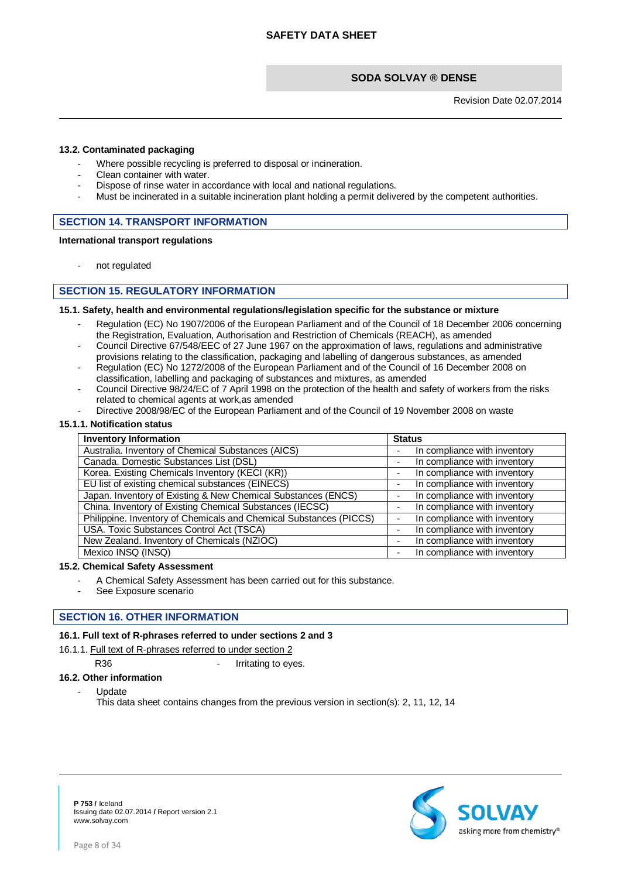### 13.2. Contaminated packaging

- Where possible recycling is preferred to disposal or incineration.
- Clean container with water.
- Dispose of rinse water in accordance with local and national regulations.
- Must be incinerated in a suitable incineration plant holding a permit delivered by the competent authorities.

## SECTION 14. TRANSPORT INFORMATION

**International transport regulations**

- not regulated

## SECTION 15. REGULATORY INFORMATION

### 15.1. Safety, health and environmental regulations/legislation specific for the substance or mixture

- Regulation (EC) No 1907/2006 of the European Parliament and of the Council of 18 December 2006 concerning the Registration, Evaluation, Authorisation and Restriction of Chemicals (REACH), as amended
- Council Directive 67/548/EEC of 27 June 1967 on the approximation of laws, regulations and administrative provisions relating to the classification, packaging and labelling of dangerous substances, as amended
- Regulation (EC) No 1272/2008 of the European Parliament and of the Council of 16 December 2008 on classification, labelling and packaging of substances and mixtures, as amended
- Council Directive 98/24/EC of 7 April 1998 on the protection of the health and safety of workers from the risks related to chemical agents at work,as amended
- Directive 2008/98/EC of the European Parliament and of the Council of 19 November 2008 on waste

#### 15.1.1. Notification status

| Inventory Information | Status |
|---|---|
| Australia. Inventory of Chemical Substances (AICS) | - In compliance with inventory |
| Canada. Domestic Substances List (DSL) | - In compliance with inventory |
| Korea. Existing Chemicals Inventory (KECI (KR)) | - In compliance with inventory |
| EU list of existing chemical substances (EINECS) | - In compliance with inventory |
| Japan. Inventory of Existing & New Chemical Substances (ENCS) | - In compliance with inventory |
| China. Inventory of Existing Chemical Substances (IECSC) | - In compliance with inventory |
| Philippine. Inventory of Chemicals and Chemical Substances (PICCS) | - In compliance with inventory |
| USA. Toxic Substances Control Act (TSCA) | - In compliance with inventory |
| New Zealand. Inventory of Chemicals (NZIOC) | - In compliance with inventory |
| Mexico INSQ (INSQ) | - In compliance with inventory |

### 15.2. Chemical Safety Assessment

- A Chemical Safety Assessment has been carried out for this substance.
- See Exposure scenario

## SECTION 16. OTHER INFORMATION

### 16.1. Full text of R-phrases referred to under sections 2 and 3

16.1.1. Full text of R-phrases referred to under section 2

R36 - Irritating to eyes.

### 16.2. Other information

- Update
  This data sheet contains changes from the previous version in section(s): 2, 11, 12, 14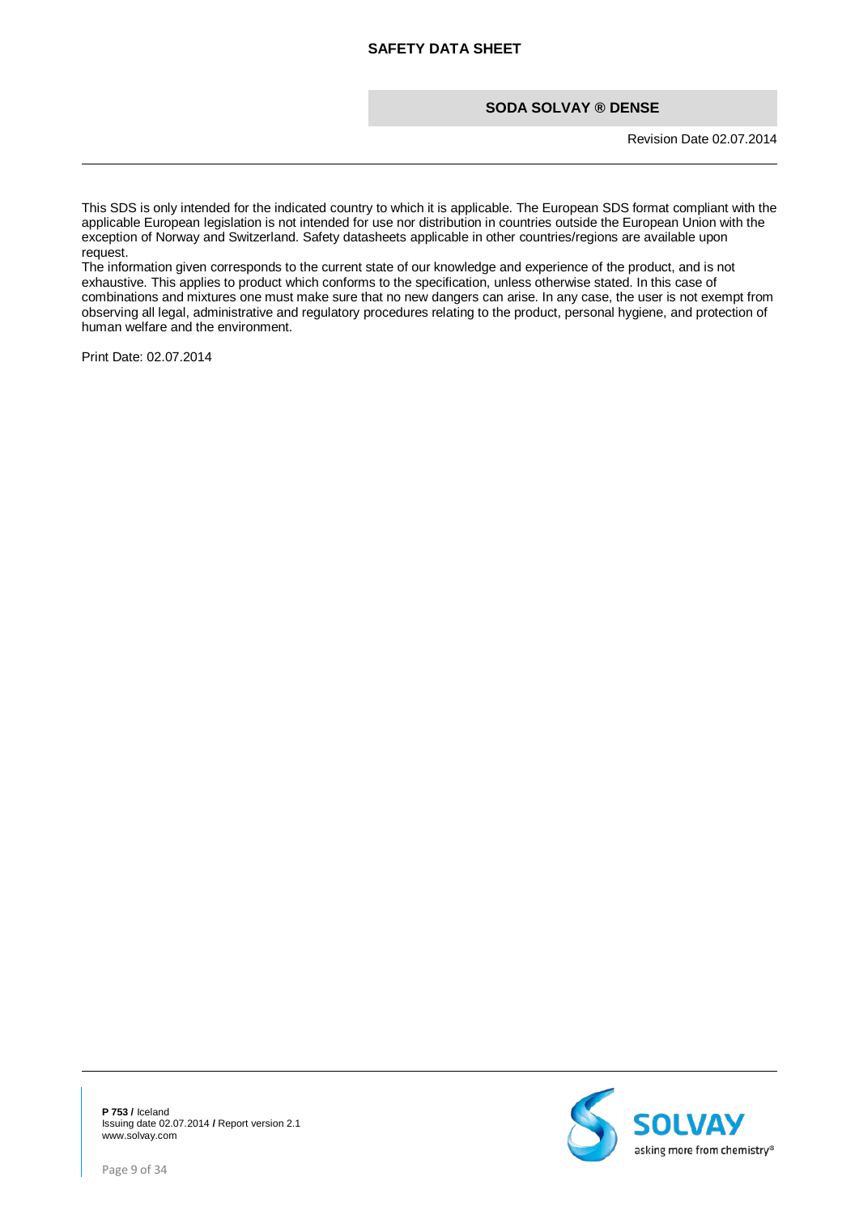This SDS is only intended for the indicated country to which it is applicable. The European SDS format compliant with the applicable European legislation is not intended for use nor distribution in countries outside the European Union with the exception of Norway and Switzerland. Safety datasheets applicable in other countries/regions are available upon request.
The information given corresponds to the current state of our knowledge and experience of the product, and is not exhaustive. This applies to product which conforms to the specification, unless otherwise stated. In this case of combinations and mixtures one must make sure that no new dangers can arise. In any case, the user is not exempt from observing all legal, administrative and regulatory procedures relating to the product, personal hygiene, and protection of human welfare and the environment.

Print Date: 02.07.2014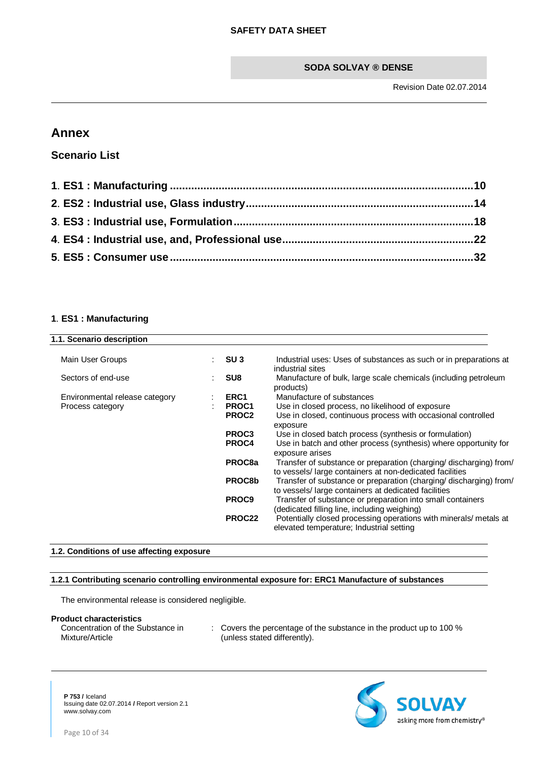# Annex

## Scenario List

1. ES1 : Manufacturing .....10
2. ES2 : Industrial use, Glass industry .....14
3. ES3 : Industrial use, Formulation .....18
4. ES4 : Industrial use, and, Professional use .....22
5. ES5 : Consumer use .....32

### 1. ES1 : Manufacturing

#### 1.1. Scenario description

| | | | |
|---|---|---|---|
| Main User Groups | : | **SU 3** | Industrial uses: Uses of substances as such or in preparations at industrial sites |
| Sectors of end-use | : | **SU8** | Manufacture of bulk, large scale chemicals (including petroleum products) |
| Environmental release category | : | **ERC1** | Manufacture of substances |
| Process category | : | **PROC1** | Use in closed process, no likelihood of exposure |
| | | **PROC2** | Use in closed, continuous process with occasional controlled exposure |
| | | **PROC3** | Use in closed batch process (synthesis or formulation) |
| | | **PROC4** | Use in batch and other process (synthesis) where opportunity for exposure arises |
| | | **PROC8a** | Transfer of substance or preparation (charging/ discharging) from/ to vessels/ large containers at non-dedicated facilities |
| | | **PROC8b** | Transfer of substance or preparation (charging/ discharging) from/ to vessels/ large containers at dedicated facilities |
| | | **PROC9** | Transfer of substance or preparation into small containers (dedicated filling line, including weighing) |
| | | **PROC22** | Potentially closed processing operations with minerals/ metals at elevated temperature; Industrial setting |

#### 1.2. Conditions of use affecting exposure

#### 1.2.1 Contributing scenario controlling environmental exposure for: ERC1 Manufacture of substances

The environmental release is considered negligible.

**Product characteristics**

Concentration of the Substance in Mixture/Article : Covers the percentage of the substance in the product up to 100 % (unless stated differently).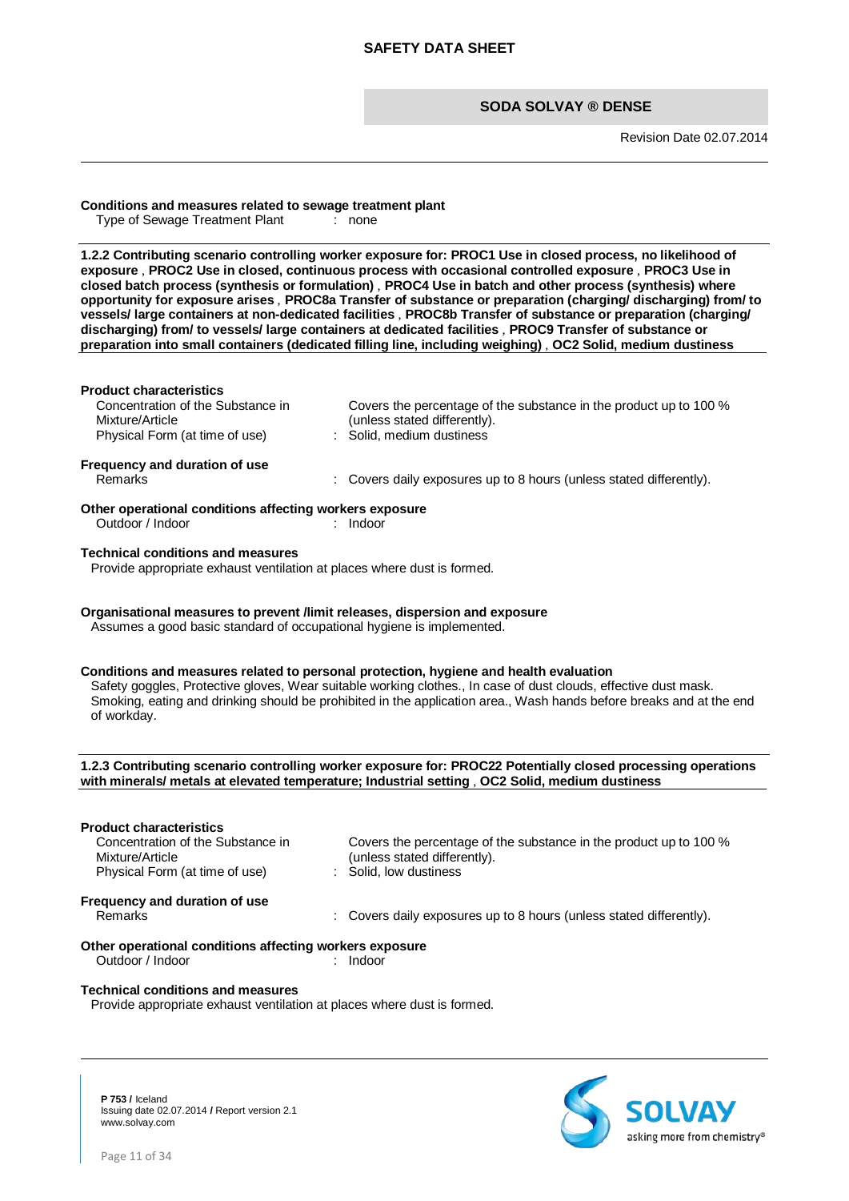**Conditions and measures related to sewage treatment plant**

Type of Sewage Treatment Plant : none

**1.2.2 Contributing scenario controlling worker exposure for: PROC1 Use in closed process, no likelihood of exposure , PROC2 Use in closed, continuous process with occasional controlled exposure , PROC3 Use in closed batch process (synthesis or formulation) , PROC4 Use in batch and other process (synthesis) where opportunity for exposure arises , PROC8a Transfer of substance or preparation (charging/ discharging) from/ to vessels/ large containers at non-dedicated facilities , PROC8b Transfer of substance or preparation (charging/ discharging) from/ to vessels/ large containers at dedicated facilities , PROC9 Transfer of substance or preparation into small containers (dedicated filling line, including weighing) , OC2 Solid, medium dustiness**

**Product characteristics**

Concentration of the Substance in Mixture/Article : Covers the percentage of the substance in the product up to 100 % (unless stated differently).

Physical Form (at time of use) : Solid, medium dustiness

**Frequency and duration of use**

Remarks : Covers daily exposures up to 8 hours (unless stated differently).

**Other operational conditions affecting workers exposure**

Outdoor / Indoor : Indoor

**Technical conditions and measures**

Provide appropriate exhaust ventilation at places where dust is formed.

**Organisational measures to prevent /limit releases, dispersion and exposure**

Assumes a good basic standard of occupational hygiene is implemented.

**Conditions and measures related to personal protection, hygiene and health evaluation**

Safety goggles, Protective gloves, Wear suitable working clothes., In case of dust clouds, effective dust mask. Smoking, eating and drinking should be prohibited in the application area., Wash hands before breaks and at the end of workday.

**1.2.3 Contributing scenario controlling worker exposure for: PROC22 Potentially closed processing operations with minerals/ metals at elevated temperature; Industrial setting , OC2 Solid, medium dustiness**

**Product characteristics**

Concentration of the Substance in Mixture/Article : Covers the percentage of the substance in the product up to 100 % (unless stated differently).

Physical Form (at time of use) : Solid, low dustiness

**Frequency and duration of use**

Remarks : Covers daily exposures up to 8 hours (unless stated differently).

**Other operational conditions affecting workers exposure**

Outdoor / Indoor : Indoor

**Technical conditions and measures**

Provide appropriate exhaust ventilation at places where dust is formed.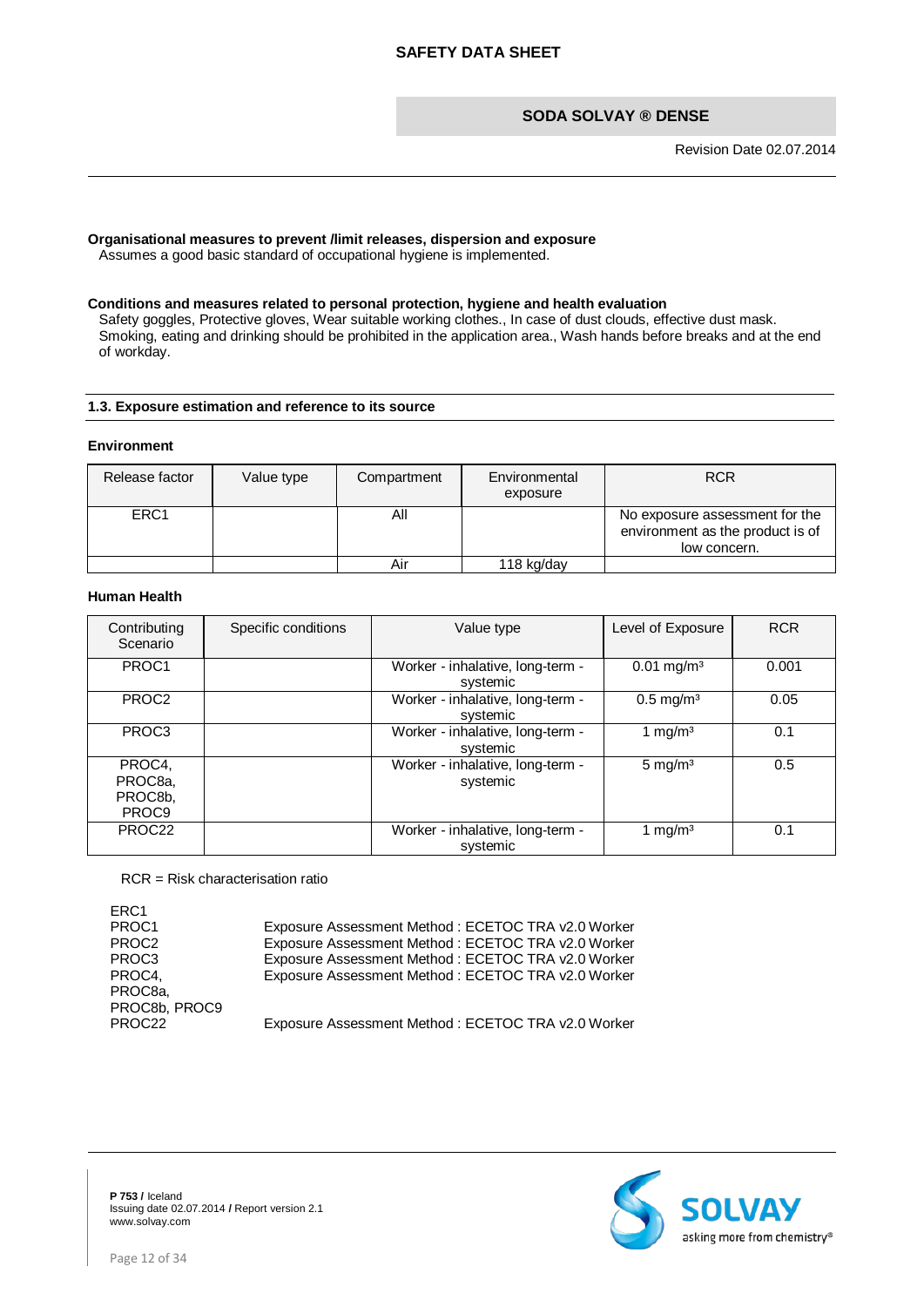**Organisational measures to prevent /limit releases, dispersion and exposure**

Assumes a good basic standard of occupational hygiene is implemented.

**Conditions and measures related to personal protection, hygiene and health evaluation**

Safety goggles, Protective gloves, Wear suitable working clothes., In case of dust clouds, effective dust mask. Smoking, eating and drinking should be prohibited in the application area., Wash hands before breaks and at the end of workday.

## 1.3. Exposure estimation and reference to its source

### Environment

| Release factor | Value type | Compartment | Environmental exposure | RCR |
|---|---|---|---|---|
| ERC1 | | All | | No exposure assessment for the environment as the product is of low concern. |
| | | Air | 118 kg/day | |

### Human Health

| Contributing Scenario | Specific conditions | Value type | Level of Exposure | RCR |
|---|---|---|---|---|
| PROC1 | | Worker - inhalative, long-term - systemic | 0.01 mg/m³ | 0.001 |
| PROC2 | | Worker - inhalative, long-term - systemic | 0.5 mg/m³ | 0.05 |
| PROC3 | | Worker - inhalative, long-term - systemic | 1 mg/m³ | 0.1 |
| PROC4, PROC8a, PROC8b, PROC9 | | Worker - inhalative, long-term - systemic | 5 mg/m³ | 0.5 |
| PROC22 | | Worker - inhalative, long-term - systemic | 1 mg/m³ | 0.1 |

RCR = Risk characterisation ratio

| | |
|---|---|
| ERC1 | |
| PROC1 | Exposure Assessment Method : ECETOC TRA v2.0 Worker |
| PROC2 | Exposure Assessment Method : ECETOC TRA v2.0 Worker |
| PROC3 | Exposure Assessment Method : ECETOC TRA v2.0 Worker |
| PROC4, PROC8a, PROC8b, PROC9 | Exposure Assessment Method : ECETOC TRA v2.0 Worker |
| PROC22 | Exposure Assessment Method : ECETOC TRA v2.0 Worker |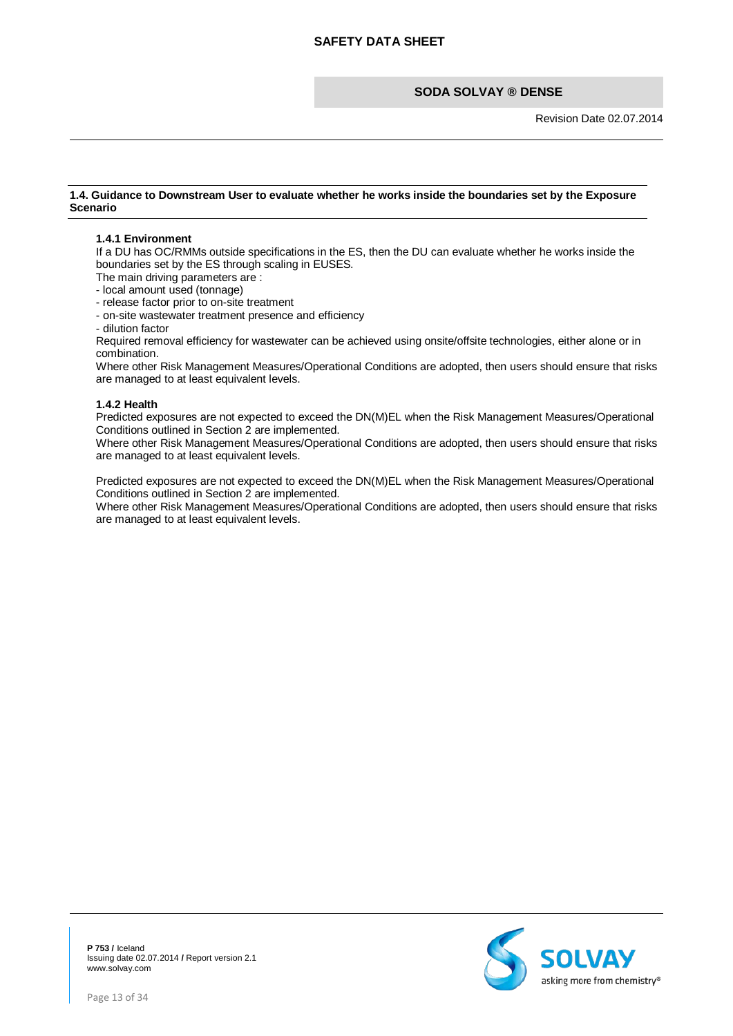### 1.4. Guidance to Downstream User to evaluate whether he works inside the boundaries set by the Exposure Scenario

#### 1.4.1 Environment

If a DU has OC/RMMs outside specifications in the ES, then the DU can evaluate whether he works inside the boundaries set by the ES through scaling in EUSES.

The main driving parameters are :

- local amount used (tonnage)
- release factor prior to on-site treatment
- on-site wastewater treatment presence and efficiency
- dilution factor

Required removal efficiency for wastewater can be achieved using onsite/offsite technologies, either alone or in combination.

Where other Risk Management Measures/Operational Conditions are adopted, then users should ensure that risks are managed to at least equivalent levels.

#### 1.4.2 Health

Predicted exposures are not expected to exceed the DN(M)EL when the Risk Management Measures/Operational Conditions outlined in Section 2 are implemented.

Where other Risk Management Measures/Operational Conditions are adopted, then users should ensure that risks are managed to at least equivalent levels.

Predicted exposures are not expected to exceed the DN(M)EL when the Risk Management Measures/Operational Conditions outlined in Section 2 are implemented.

Where other Risk Management Measures/Operational Conditions are adopted, then users should ensure that risks are managed to at least equivalent levels.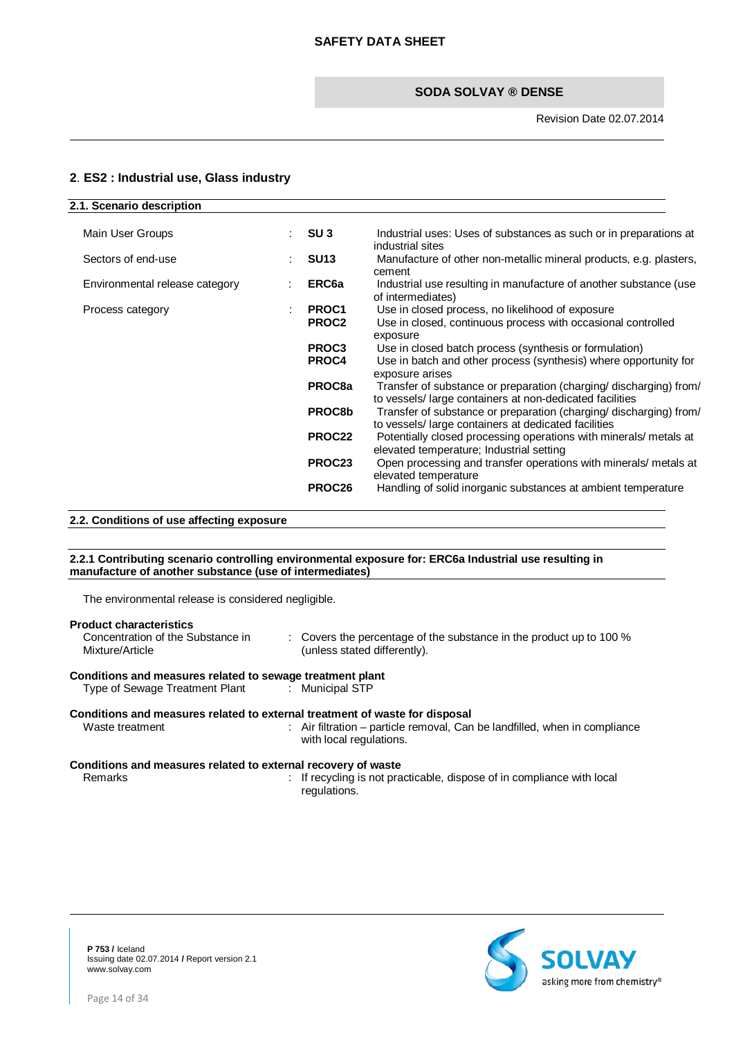## 2. ES2 : Industrial use, Glass industry

### 2.1. Scenario description

| | | | |
|---|---|---|---|
| Main User Groups | : | **SU 3** | Industrial uses: Uses of substances as such or in preparations at industrial sites |
| Sectors of end-use | : | **SU13** | Manufacture of other non-metallic mineral products, e.g. plasters, cement |
| Environmental release category | : | **ERC6a** | Industrial use resulting in manufacture of another substance (use of intermediates) |
| Process category | : | **PROC1** | Use in closed process, no likelihood of exposure |
| | | **PROC2** | Use in closed, continuous process with occasional controlled exposure |
| | | **PROC3** | Use in closed batch process (synthesis or formulation) |
| | | **PROC4** | Use in batch and other process (synthesis) where opportunity for exposure arises |
| | | **PROC8a** | Transfer of substance or preparation (charging/ discharging) from/ to vessels/ large containers at non-dedicated facilities |
| | | **PROC8b** | Transfer of substance or preparation (charging/ discharging) from/ to vessels/ large containers at dedicated facilities |
| | | **PROC22** | Potentially closed processing operations with minerals/ metals at elevated temperature; Industrial setting |
| | | **PROC23** | Open processing and transfer operations with minerals/ metals at elevated temperature |
| | | **PROC26** | Handling of solid inorganic substances at ambient temperature |

### 2.2. Conditions of use affecting exposure

#### 2.2.1 Contributing scenario controlling environmental exposure for: ERC6a Industrial use resulting in manufacture of another substance (use of intermediates)

The environmental release is considered negligible.

**Product characteristics**

Concentration of the Substance in Mixture/Article : Covers the percentage of the substance in the product up to 100 % (unless stated differently).

**Conditions and measures related to sewage treatment plant**

Type of Sewage Treatment Plant : Municipal STP

**Conditions and measures related to external treatment of waste for disposal**

Waste treatment : Air filtration – particle removal, Can be landfilled, when in compliance with local regulations.

**Conditions and measures related to external recovery of waste**

Remarks : If recycling is not practicable, dispose of in compliance with local regulations.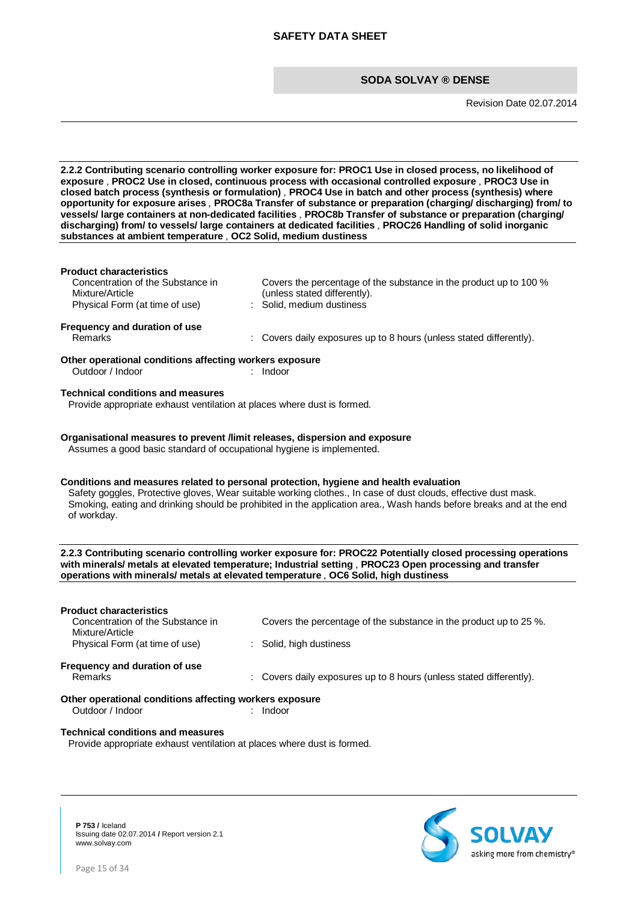**2.2.2 Contributing scenario controlling worker exposure for: PROC1 Use in closed process, no likelihood of exposure , PROC2 Use in closed, continuous process with occasional controlled exposure , PROC3 Use in closed batch process (synthesis or formulation) , PROC4 Use in batch and other process (synthesis) where opportunity for exposure arises , PROC8a Transfer of substance or preparation (charging/ discharging) from/ to vessels/ large containers at non-dedicated facilities , PROC8b Transfer of substance or preparation (charging/ discharging) from/ to vessels/ large containers at dedicated facilities , PROC26 Handling of solid inorganic substances at ambient temperature , OC2 Solid, medium dustiness**

**Product characteristics**

| | | |
|---|---|---|
| Concentration of the Substance in Mixture/Article | | Covers the percentage of the substance in the product up to 100 % (unless stated differently). |
| Physical Form (at time of use) | : | Solid, medium dustiness |

**Frequency and duration of use**

| | | |
|---|---|---|
| Remarks | : | Covers daily exposures up to 8 hours (unless stated differently). |

**Other operational conditions affecting workers exposure**

| | | |
|---|---|---|
| Outdoor / Indoor | : | Indoor |

**Technical conditions and measures**

Provide appropriate exhaust ventilation at places where dust is formed.

**Organisational measures to prevent /limit releases, dispersion and exposure**

Assumes a good basic standard of occupational hygiene is implemented.

**Conditions and measures related to personal protection, hygiene and health evaluation**

Safety goggles, Protective gloves, Wear suitable working clothes., In case of dust clouds, effective dust mask. Smoking, eating and drinking should be prohibited in the application area., Wash hands before breaks and at the end of workday.

**2.2.3 Contributing scenario controlling worker exposure for: PROC22 Potentially closed processing operations with minerals/ metals at elevated temperature; Industrial setting , PROC23 Open processing and transfer operations with minerals/ metals at elevated temperature , OC6 Solid, high dustiness**

**Product characteristics**

| | | |
|---|---|---|
| Concentration of the Substance in Mixture/Article | | Covers the percentage of the substance in the product up to 25 %. |
| Physical Form (at time of use) | : | Solid, high dustiness |

**Frequency and duration of use**

| | | |
|---|---|---|
| Remarks | : | Covers daily exposures up to 8 hours (unless stated differently). |

**Other operational conditions affecting workers exposure**

| | | |
|---|---|---|
| Outdoor / Indoor | : | Indoor |

**Technical conditions and measures**

Provide appropriate exhaust ventilation at places where dust is formed.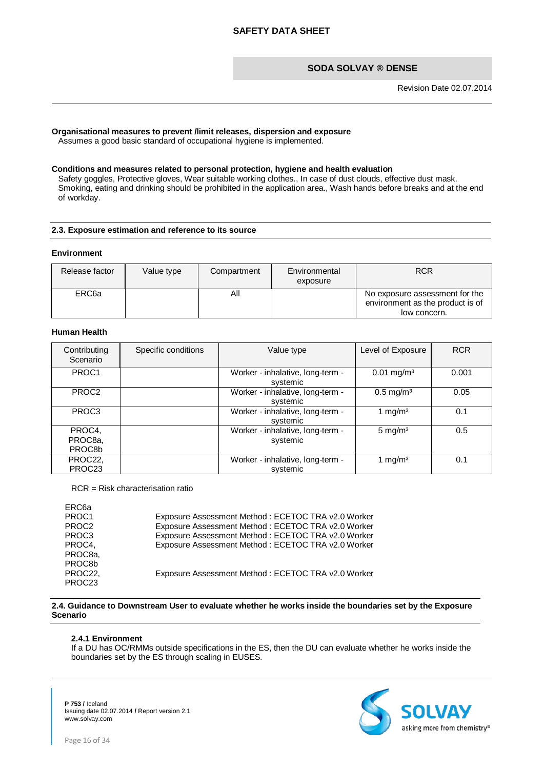**Organisational measures to prevent /limit releases, dispersion and exposure**

Assumes a good basic standard of occupational hygiene is implemented.

**Conditions and measures related to personal protection, hygiene and health evaluation**

Safety goggles, Protective gloves, Wear suitable working clothes., In case of dust clouds, effective dust mask. Smoking, eating and drinking should be prohibited in the application area., Wash hands before breaks and at the end of workday.

## 2.3. Exposure estimation and reference to its source

**Environment**

| Release factor | Value type | Compartment | Environmental exposure | RCR |
|---|---|---|---|---|
| ERC6a | | All | | No exposure assessment for the environment as the product is of low concern. |

**Human Health**

| Contributing Scenario | Specific conditions | Value type | Level of Exposure | RCR |
|---|---|---|---|---|
| PROC1 | | Worker - inhalative, long-term - systemic | 0.01 mg/m³ | 0.001 |
| PROC2 | | Worker - inhalative, long-term - systemic | 0.5 mg/m³ | 0.05 |
| PROC3 | | Worker - inhalative, long-term - systemic | 1 mg/m³ | 0.1 |
| PROC4, PROC8a, PROC8b | | Worker - inhalative, long-term - systemic | 5 mg/m³ | 0.5 |
| PROC22, PROC23 | | Worker - inhalative, long-term - systemic | 1 mg/m³ | 0.1 |

RCR = Risk characterisation ratio

ERC6a
PROC1 Exposure Assessment Method : ECETOC TRA v2.0 Worker
PROC2 Exposure Assessment Method : ECETOC TRA v2.0 Worker
PROC3 Exposure Assessment Method : ECETOC TRA v2.0 Worker
PROC4, PROC8a, PROC8b Exposure Assessment Method : ECETOC TRA v2.0 Worker
PROC22, PROC23 Exposure Assessment Method : ECETOC TRA v2.0 Worker

## 2.4. Guidance to Downstream User to evaluate whether he works inside the boundaries set by the Exposure Scenario

### 2.4.1 Environment

If a DU has OC/RMMs outside specifications in the ES, then the DU can evaluate whether he works inside the boundaries set by the ES through scaling in EUSES.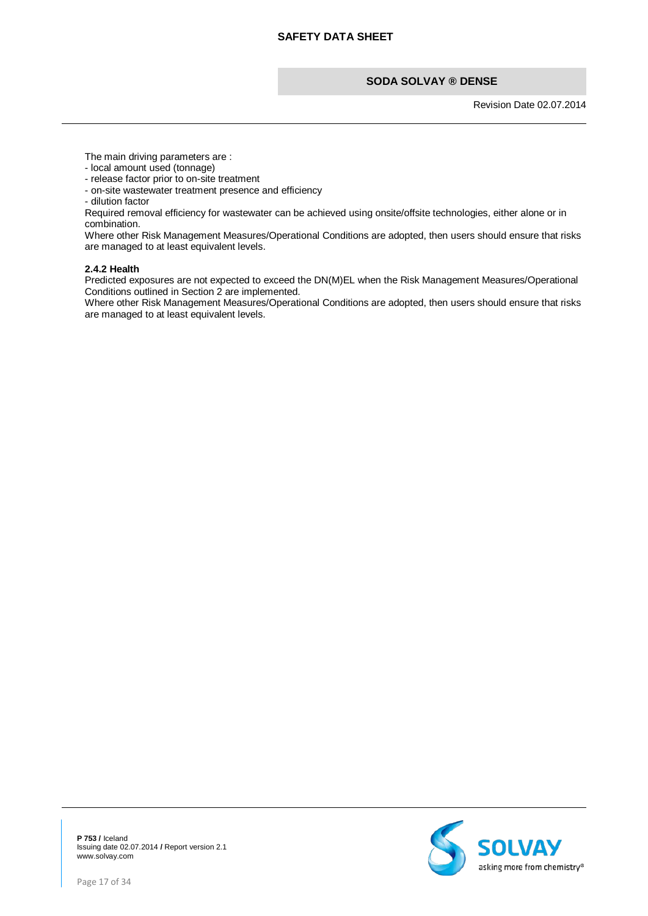The main driving parameters are :

- local amount used (tonnage)
- release factor prior to on-site treatment
- on-site wastewater treatment presence and efficiency
- dilution factor

Required removal efficiency for wastewater can be achieved using onsite/offsite technologies, either alone or in combination.

Where other Risk Management Measures/Operational Conditions are adopted, then users should ensure that risks are managed to at least equivalent levels.

**2.4.2 Health**

Predicted exposures are not expected to exceed the DN(M)EL when the Risk Management Measures/Operational Conditions outlined in Section 2 are implemented.

Where other Risk Management Measures/Operational Conditions are adopted, then users should ensure that risks are managed to at least equivalent levels.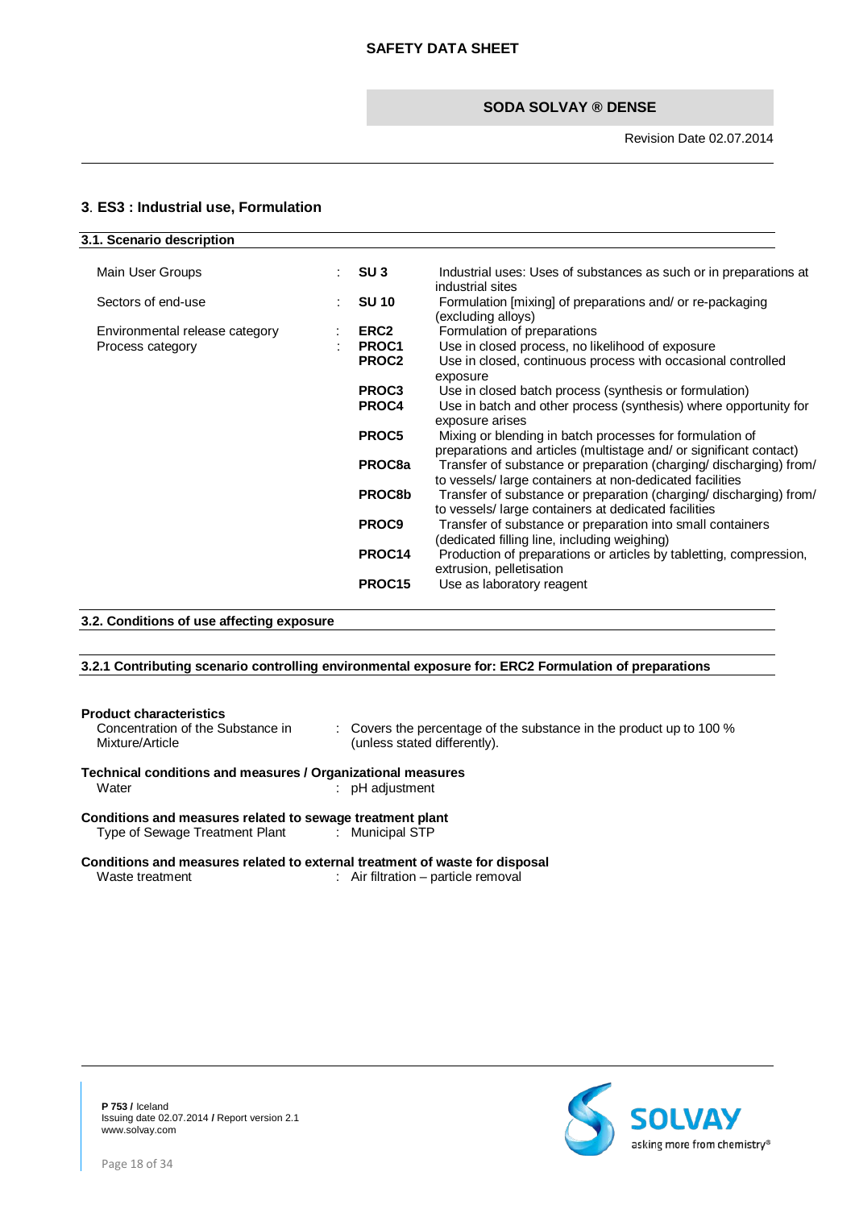## 3. ES3 : Industrial use, Formulation

### 3.1. Scenario description

| | | | |
|---|---|---|---|
| Main User Groups | : | **SU 3** | Industrial uses: Uses of substances as such or in preparations at industrial sites |
| Sectors of end-use | : | **SU 10** | Formulation [mixing] of preparations and/ or re-packaging (excluding alloys) |
| Environmental release category | : | **ERC2** | Formulation of preparations |
| Process category | : | **PROC1** | Use in closed process, no likelihood of exposure |
| | | **PROC2** | Use in closed, continuous process with occasional controlled exposure |
| | | **PROC3** | Use in closed batch process (synthesis or formulation) |
| | | **PROC4** | Use in batch and other process (synthesis) where opportunity for exposure arises |
| | | **PROC5** | Mixing or blending in batch processes for formulation of preparations and articles (multistage and/ or significant contact) |
| | | **PROC8a** | Transfer of substance or preparation (charging/ discharging) from/ to vessels/ large containers at non-dedicated facilities |
| | | **PROC8b** | Transfer of substance or preparation (charging/ discharging) from/ to vessels/ large containers at dedicated facilities |
| | | **PROC9** | Transfer of substance or preparation into small containers (dedicated filling line, including weighing) |
| | | **PROC14** | Production of preparations or articles by tabletting, compression, extrusion, pelletisation |
| | | **PROC15** | Use as laboratory reagent |

### 3.2. Conditions of use affecting exposure

#### 3.2.1 Contributing scenario controlling environmental exposure for: ERC2 Formulation of preparations

**Product characteristics**

Concentration of the Substance in Mixture/Article : Covers the percentage of the substance in the product up to 100 % (unless stated differently).

**Technical conditions and measures / Organizational measures**

Water : pH adjustment

**Conditions and measures related to sewage treatment plant**

Type of Sewage Treatment Plant : Municipal STP

**Conditions and measures related to external treatment of waste for disposal**

Waste treatment : Air filtration – particle removal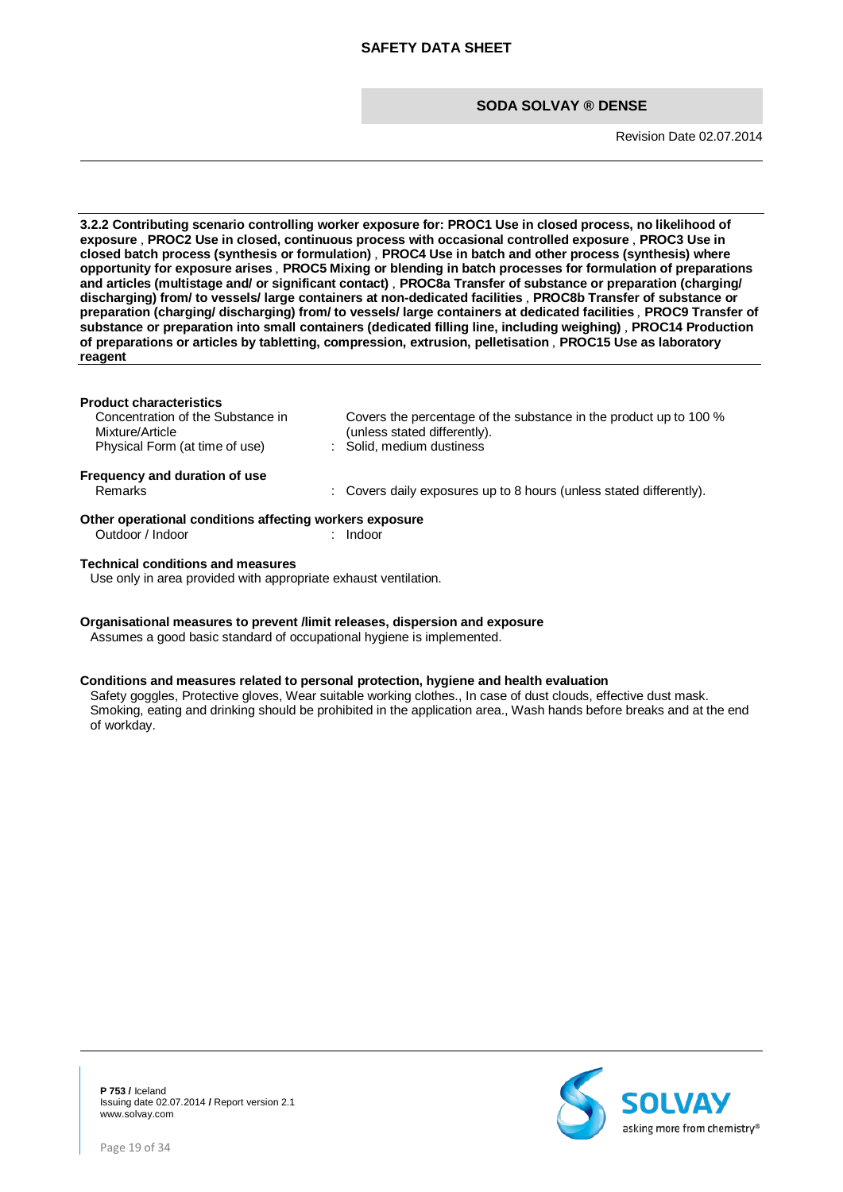**3.2.2 Contributing scenario controlling worker exposure for: PROC1 Use in closed process, no likelihood of exposure , PROC2 Use in closed, continuous process with occasional controlled exposure , PROC3 Use in closed batch process (synthesis or formulation) , PROC4 Use in batch and other process (synthesis) where opportunity for exposure arises , PROC5 Mixing or blending in batch processes for formulation of preparations and articles (multistage and/ or significant contact) , PROC8a Transfer of substance or preparation (charging/ discharging) from/ to vessels/ large containers at non-dedicated facilities , PROC8b Transfer of substance or preparation (charging/ discharging) from/ to vessels/ large containers at dedicated facilities , PROC9 Transfer of substance or preparation into small containers (dedicated filling line, including weighing) , PROC14 Production of preparations or articles by tabletting, compression, extrusion, pelletisation , PROC15 Use as laboratory reagent**

**Product characteristics**

| | |
|---|---|
| Concentration of the Substance in Mixture/Article | Covers the percentage of the substance in the product up to 100 % (unless stated differently). |
| Physical Form (at time of use) | : Solid, medium dustiness |

**Frequency and duration of use**

| | |
|---|---|
| Remarks | : Covers daily exposures up to 8 hours (unless stated differently). |

**Other operational conditions affecting workers exposure**

| | |
|---|---|
| Outdoor / Indoor | : Indoor |

**Technical conditions and measures**

Use only in area provided with appropriate exhaust ventilation.

**Organisational measures to prevent /limit releases, dispersion and exposure**

Assumes a good basic standard of occupational hygiene is implemented.

**Conditions and measures related to personal protection, hygiene and health evaluation**

Safety goggles, Protective gloves, Wear suitable working clothes., In case of dust clouds, effective dust mask. Smoking, eating and drinking should be prohibited in the application area., Wash hands before breaks and at the end of workday.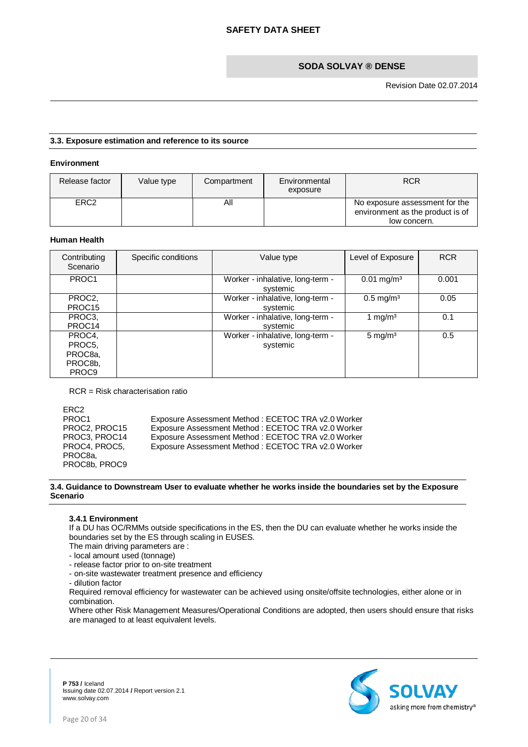### 3.3. Exposure estimation and reference to its source

**Environment**

| Release factor | Value type | Compartment | Environmental exposure | RCR |
|---|---|---|---|---|
| ERC2 | | All | | No exposure assessment for the environment as the product is of low concern. |

**Human Health**

| Contributing Scenario | Specific conditions | Value type | Level of Exposure | RCR |
|---|---|---|---|---|
| PROC1 | | Worker - inhalative, long-term - systemic | 0.01 mg/m³ | 0.001 |
| PROC2, PROC15 | | Worker - inhalative, long-term - systemic | 0.5 mg/m³ | 0.05 |
| PROC3, PROC14 | | Worker - inhalative, long-term - systemic | 1 mg/m³ | 0.1 |
| PROC4, PROC5, PROC8a, PROC8b, PROC9 | | Worker - inhalative, long-term - systemic | 5 mg/m³ | 0.5 |

RCR = Risk characterisation ratio

| | |
|---|---|
| ERC2 | |
| PROC1 | Exposure Assessment Method : ECETOC TRA v2.0 Worker |
| PROC2, PROC15 | Exposure Assessment Method : ECETOC TRA v2.0 Worker |
| PROC3, PROC14 | Exposure Assessment Method : ECETOC TRA v2.0 Worker |
| PROC4, PROC5, PROC8a, PROC8b, PROC9 | Exposure Assessment Method : ECETOC TRA v2.0 Worker |

### 3.4. Guidance to Downstream User to evaluate whether he works inside the boundaries set by the Exposure Scenario

#### 3.4.1 Environment

If a DU has OC/RMMs outside specifications in the ES, then the DU can evaluate whether he works inside the boundaries set by the ES through scaling in EUSES.
The main driving parameters are :
- local amount used (tonnage)
- release factor prior to on-site treatment
- on-site wastewater treatment presence and efficiency
- dilution factor

Required removal efficiency for wastewater can be achieved using onsite/offsite technologies, either alone or in combination.
Where other Risk Management Measures/Operational Conditions are adopted, then users should ensure that risks are managed to at least equivalent levels.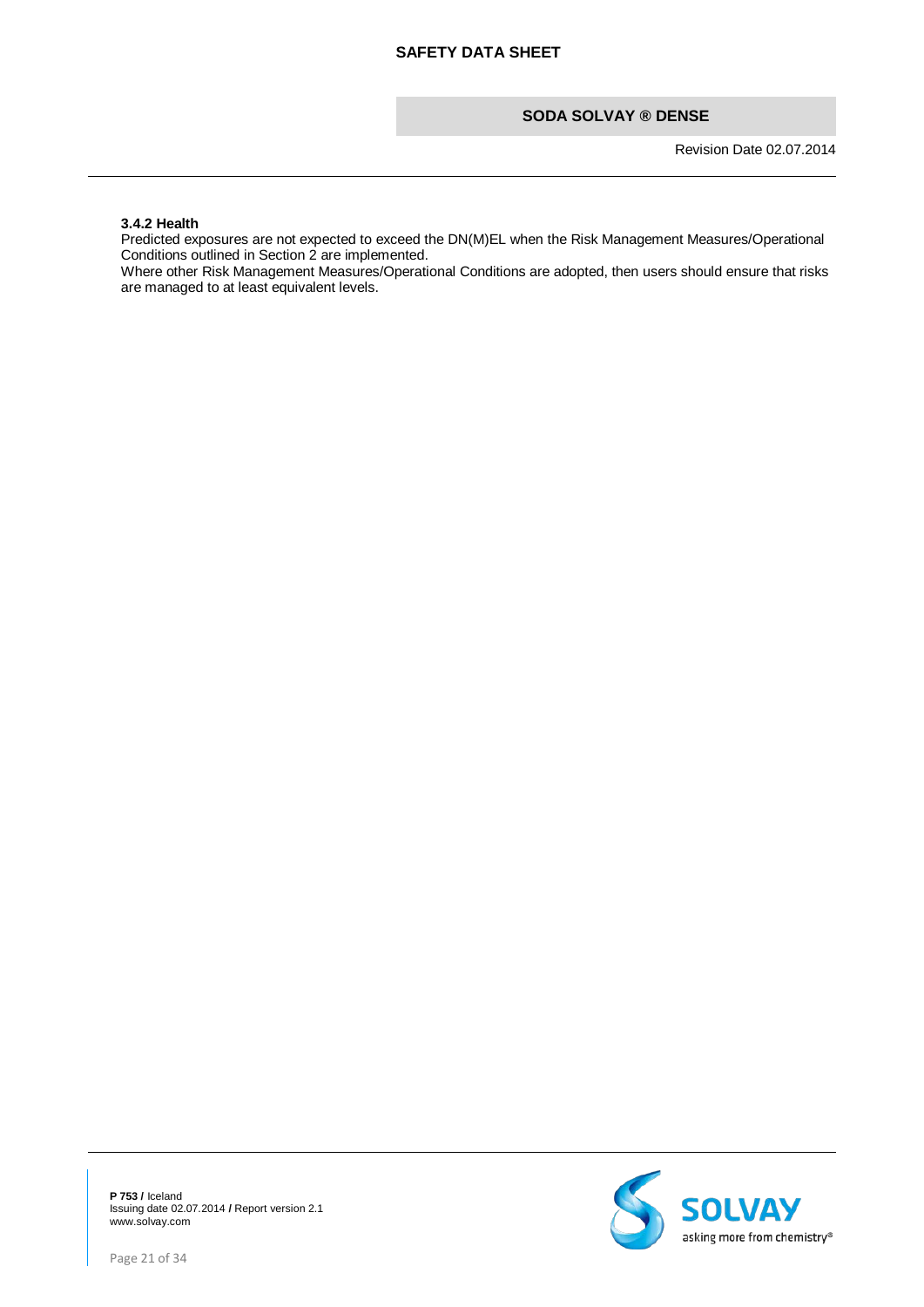#### 3.4.2 Health

Predicted exposures are not expected to exceed the DN(M)EL when the Risk Management Measures/Operational Conditions outlined in Section 2 are implemented.
Where other Risk Management Measures/Operational Conditions are adopted, then users should ensure that risks are managed to at least equivalent levels.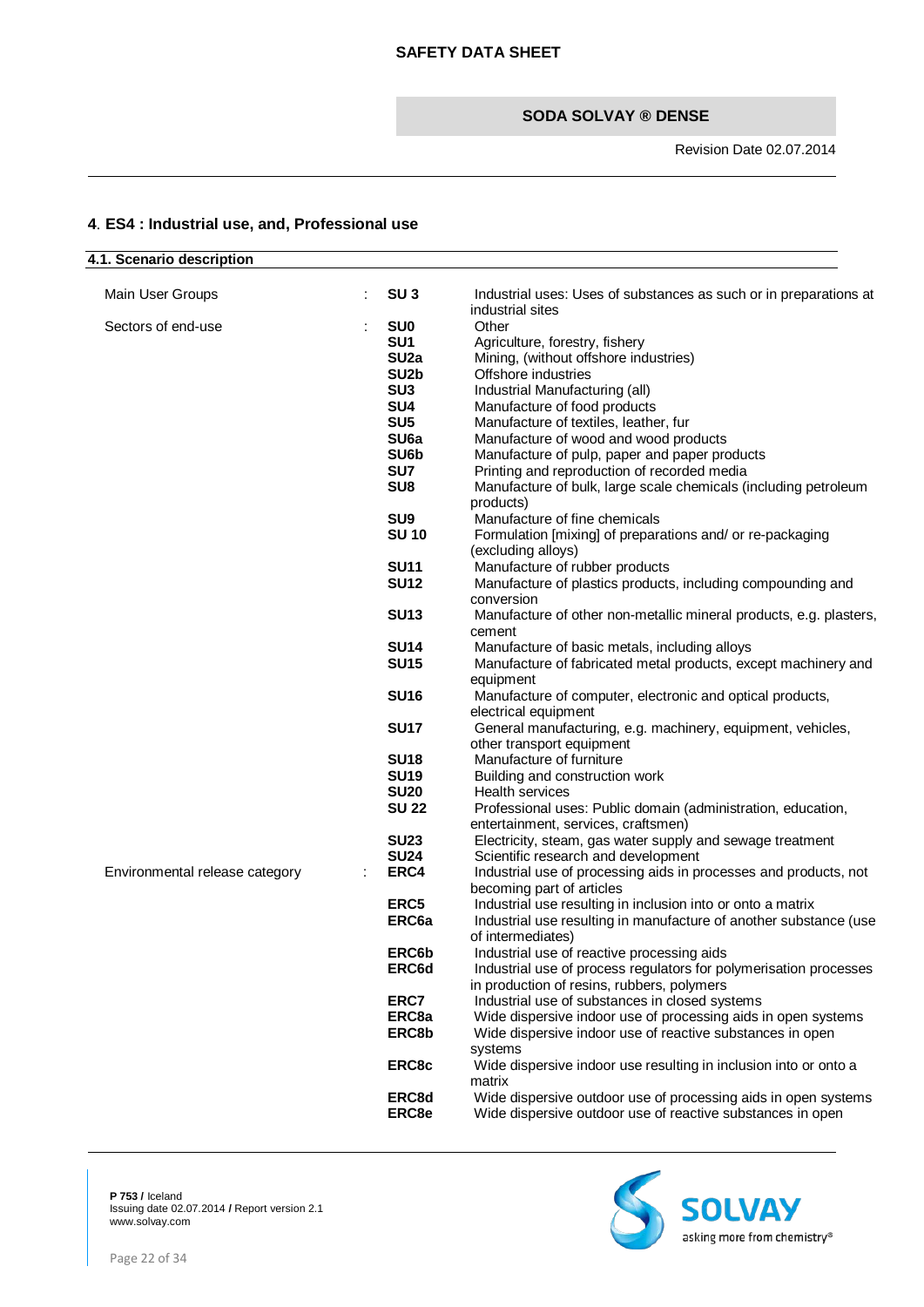## 4. ES4 : Industrial use, and, Professional use

### 4.1. Scenario description

| | | | |
|---|---|---|---|
| Main User Groups | : | **SU 3** | Industrial uses: Uses of substances as such or in preparations at industrial sites |
| Sectors of end-use | : | **SU0** | Other |
| | | **SU1** | Agriculture, forestry, fishery |
| | | **SU2a** | Mining, (without offshore industries) |
| | | **SU2b** | Offshore industries |
| | | **SU3** | Industrial Manufacturing (all) |
| | | **SU4** | Manufacture of food products |
| | | **SU5** | Manufacture of textiles, leather, fur |
| | | **SU6a** | Manufacture of wood and wood products |
| | | **SU6b** | Manufacture of pulp, paper and paper products |
| | | **SU7** | Printing and reproduction of recorded media |
| | | **SU8** | Manufacture of bulk, large scale chemicals (including petroleum products) |
| | | **SU9** | Manufacture of fine chemicals |
| | | **SU 10** | Formulation [mixing] of preparations and/ or re-packaging (excluding alloys) |
| | | **SU11** | Manufacture of rubber products |
| | | **SU12** | Manufacture of plastics products, including compounding and conversion |
| | | **SU13** | Manufacture of other non-metallic mineral products, e.g. plasters, cement |
| | | **SU14** | Manufacture of basic metals, including alloys |
| | | **SU15** | Manufacture of fabricated metal products, except machinery and equipment |
| | | **SU16** | Manufacture of computer, electronic and optical products, electrical equipment |
| | | **SU17** | General manufacturing, e.g. machinery, equipment, vehicles, other transport equipment |
| | | **SU18** | Manufacture of furniture |
| | | **SU19** | Building and construction work |
| | | **SU20** | Health services |
| | | **SU 22** | Professional uses: Public domain (administration, education, entertainment, services, craftsmen) |
| | | **SU23** | Electricity, steam, gas water supply and sewage treatment |
| | | **SU24** | Scientific research and development |
| Environmental release category | : | **ERC4** | Industrial use of processing aids in processes and products, not becoming part of articles |
| | | **ERC5** | Industrial use resulting in inclusion into or onto a matrix |
| | | **ERC6a** | Industrial use resulting in manufacture of another substance (use of intermediates) |
| | | **ERC6b** | Industrial use of reactive processing aids |
| | | **ERC6d** | Industrial use of process regulators for polymerisation processes in production of resins, rubbers, polymers |
| | | **ERC7** | Industrial use of substances in closed systems |
| | | **ERC8a** | Wide dispersive indoor use of processing aids in open systems |
| | | **ERC8b** | Wide dispersive indoor use of reactive substances in open systems |
| | | **ERC8c** | Wide dispersive indoor use resulting in inclusion into or onto a matrix |
| | | **ERC8d** | Wide dispersive outdoor use of processing aids in open systems |
| | | **ERC8e** | Wide dispersive outdoor use of reactive substances in open |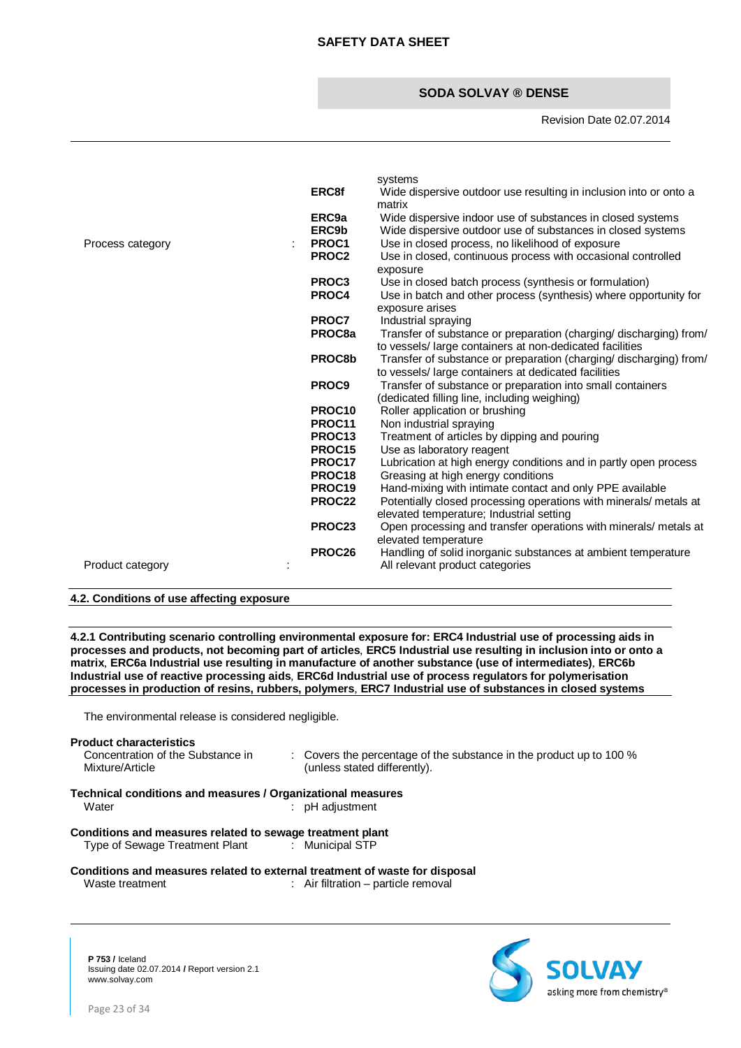| | | | |
|---|---|---|---|
| | | | systems |
| | | **ERC8f** | Wide dispersive outdoor use resulting in inclusion into or onto a matrix |
| | | **ERC9a** | Wide dispersive indoor use of substances in closed systems |
| | | **ERC9b** | Wide dispersive outdoor use of substances in closed systems |
| Process category | : | **PROC1** | Use in closed process, no likelihood of exposure |
| | | **PROC2** | Use in closed, continuous process with occasional controlled exposure |
| | | **PROC3** | Use in closed batch process (synthesis or formulation) |
| | | **PROC4** | Use in batch and other process (synthesis) where opportunity for exposure arises |
| | | **PROC7** | Industrial spraying |
| | | **PROC8a** | Transfer of substance or preparation (charging/ discharging) from/ to vessels/ large containers at non-dedicated facilities |
| | | **PROC8b** | Transfer of substance or preparation (charging/ discharging) from/ to vessels/ large containers at dedicated facilities |
| | | **PROC9** | Transfer of substance or preparation into small containers (dedicated filling line, including weighing) |
| | | **PROC10** | Roller application or brushing |
| | | **PROC11** | Non industrial spraying |
| | | **PROC13** | Treatment of articles by dipping and pouring |
| | | **PROC15** | Use as laboratory reagent |
| | | **PROC17** | Lubrication at high energy conditions and in partly open process |
| | | **PROC18** | Greasing at high energy conditions |
| | | **PROC19** | Hand-mixing with intimate contact and only PPE available |
| | | **PROC22** | Potentially closed processing operations with minerals/ metals at elevated temperature; Industrial setting |
| | | **PROC23** | Open processing and transfer operations with minerals/ metals at elevated temperature |
| | | **PROC26** | Handling of solid inorganic substances at ambient temperature |
| Product category | : | | All relevant product categories |

**4.2. Conditions of use affecting exposure**

**4.2.1 Contributing scenario controlling environmental exposure for: ERC4 Industrial use of processing aids in processes and products, not becoming part of articles, ERC5 Industrial use resulting in inclusion into or onto a matrix, ERC6a Industrial use resulting in manufacture of another substance (use of intermediates), ERC6b Industrial use of reactive processing aids, ERC6d Industrial use of process regulators for polymerisation processes in production of resins, rubbers, polymers, ERC7 Industrial use of substances in closed systems**

The environmental release is considered negligible.

**Product characteristics**

Concentration of the Substance in Mixture/Article : Covers the percentage of the substance in the product up to 100 % (unless stated differently).

**Technical conditions and measures / Organizational measures**

Water : pH adjustment

**Conditions and measures related to sewage treatment plant**

Type of Sewage Treatment Plant : Municipal STP

**Conditions and measures related to external treatment of waste for disposal**

Waste treatment : Air filtration – particle removal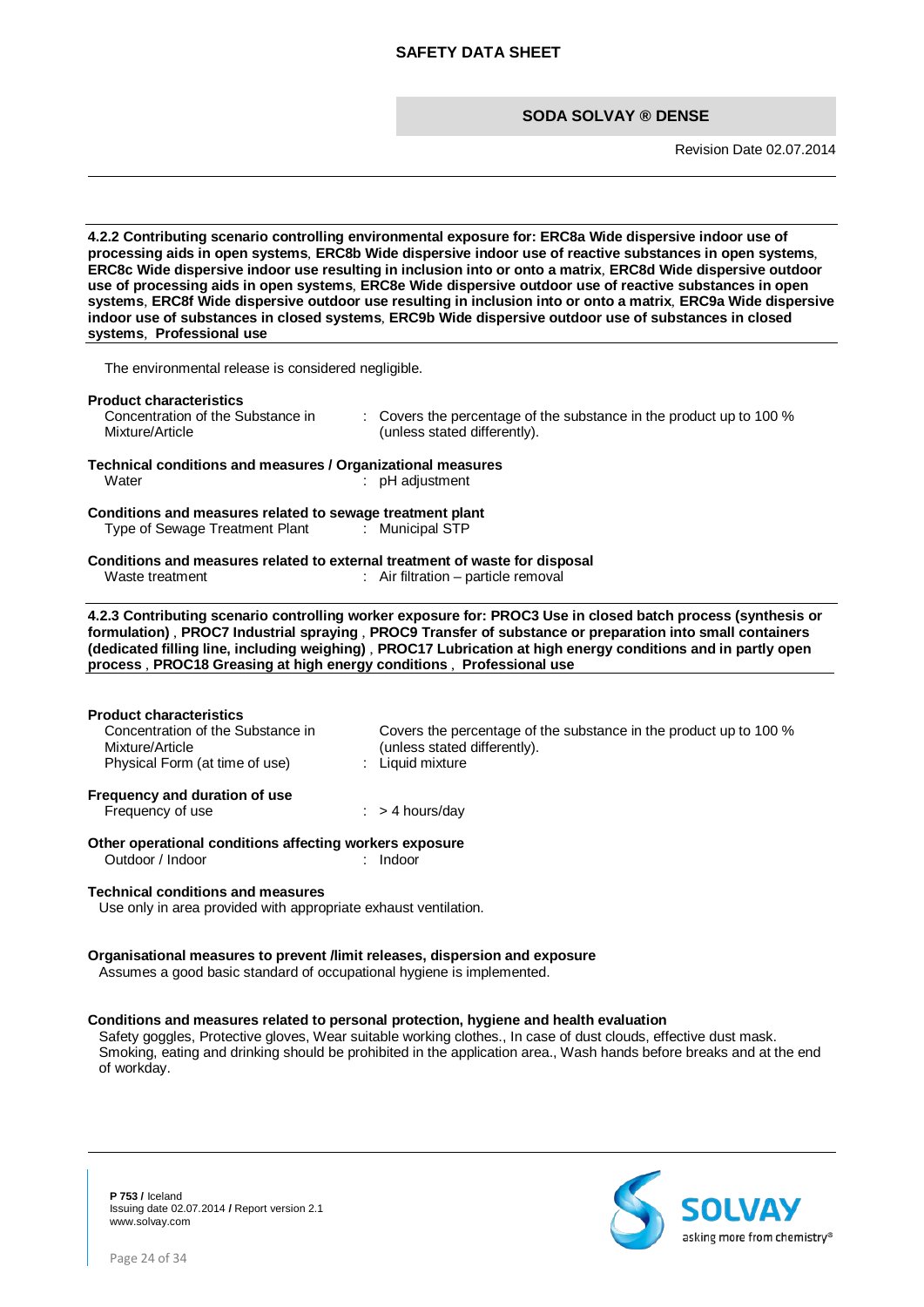**4.2.2 Contributing scenario controlling environmental exposure for: ERC8a Wide dispersive indoor use of processing aids in open systems, ERC8b Wide dispersive indoor use of reactive substances in open systems, ERC8c Wide dispersive indoor use resulting in inclusion into or onto a matrix, ERC8d Wide dispersive outdoor use of processing aids in open systems, ERC8e Wide dispersive outdoor use of reactive substances in open systems, ERC8f Wide dispersive outdoor use resulting in inclusion into or onto a matrix, ERC9a Wide dispersive indoor use of substances in closed systems, ERC9b Wide dispersive outdoor use of substances in closed systems, Professional use**

The environmental release is considered negligible.

**Product characteristics**

Concentration of the Substance in Mixture/Article : Covers the percentage of the substance in the product up to 100 % (unless stated differently).

**Technical conditions and measures / Organizational measures**

Water : pH adjustment

**Conditions and measures related to sewage treatment plant**

Type of Sewage Treatment Plant : Municipal STP

**Conditions and measures related to external treatment of waste for disposal**

Waste treatment : Air filtration – particle removal

**4.2.3 Contributing scenario controlling worker exposure for: PROC3 Use in closed batch process (synthesis or formulation) , PROC7 Industrial spraying , PROC9 Transfer of substance or preparation into small containers (dedicated filling line, including weighing) , PROC17 Lubrication at high energy conditions and in partly open process , PROC18 Greasing at high energy conditions , Professional use**

**Product characteristics**

Concentration of the Substance in Mixture/Article Covers the percentage of the substance in the product up to 100 % (unless stated differently).

Physical Form (at time of use) : Liquid mixture

**Frequency and duration of use**

Frequency of use : > 4 hours/day

**Other operational conditions affecting workers exposure**

Outdoor / Indoor : Indoor

**Technical conditions and measures**

Use only in area provided with appropriate exhaust ventilation.

**Organisational measures to prevent /limit releases, dispersion and exposure**

Assumes a good basic standard of occupational hygiene is implemented.

**Conditions and measures related to personal protection, hygiene and health evaluation**

Safety goggles, Protective gloves, Wear suitable working clothes., In case of dust clouds, effective dust mask. Smoking, eating and drinking should be prohibited in the application area., Wash hands before breaks and at the end of workday.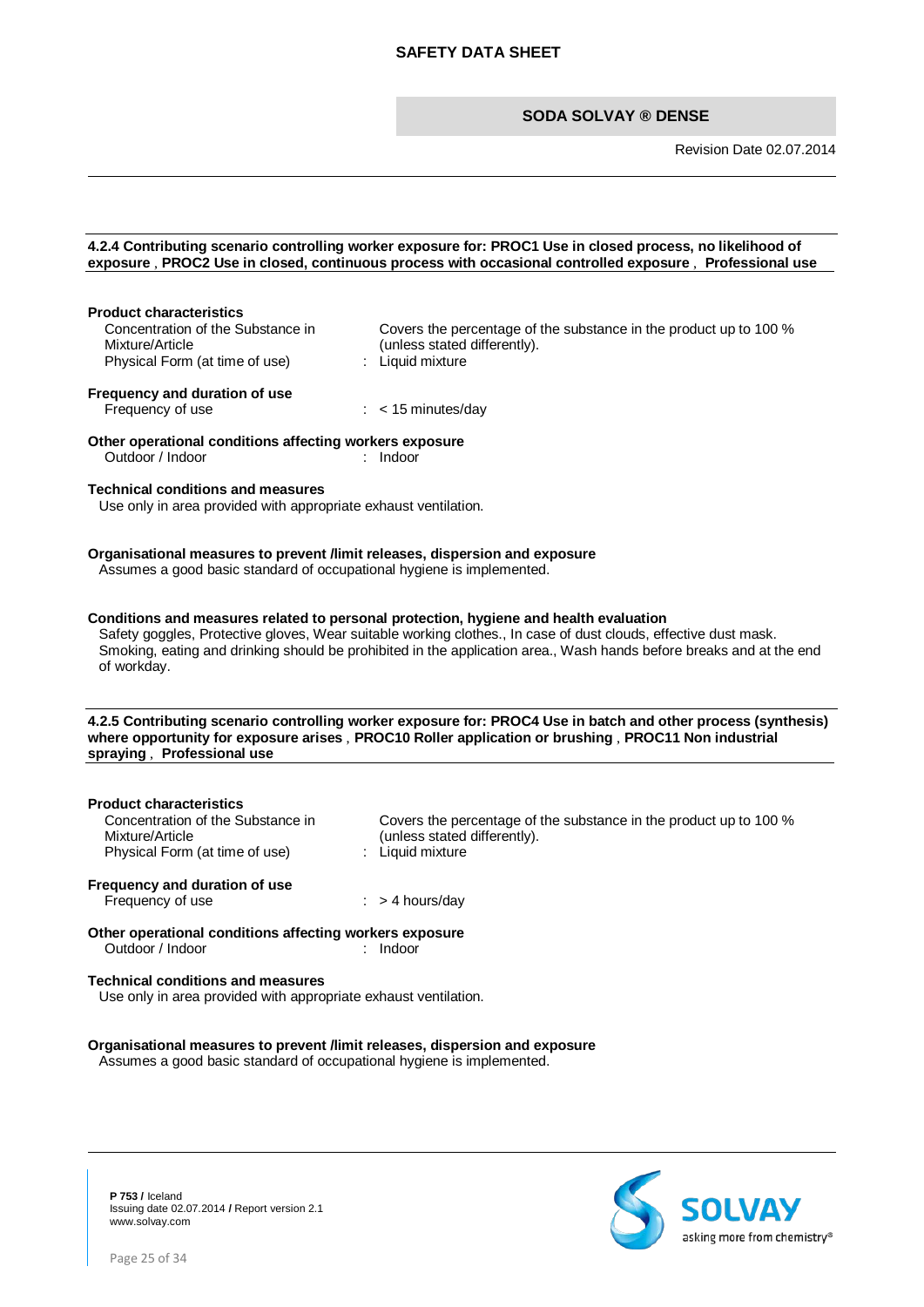### 4.2.4 Contributing scenario controlling worker exposure for: PROC1 Use in closed process, no likelihood of exposure , PROC2 Use in closed, continuous process with occasional controlled exposure , Professional use

**Product characteristics**

Concentration of the Substance in Mixture/Article : Covers the percentage of the substance in the product up to 100 % (unless stated differently).

Physical Form (at time of use) : Liquid mixture

**Frequency and duration of use**

Frequency of use : < 15 minutes/day

**Other operational conditions affecting workers exposure**

Outdoor / Indoor : Indoor

**Technical conditions and measures**

Use only in area provided with appropriate exhaust ventilation.

**Organisational measures to prevent /limit releases, dispersion and exposure**

Assumes a good basic standard of occupational hygiene is implemented.

**Conditions and measures related to personal protection, hygiene and health evaluation**

Safety goggles, Protective gloves, Wear suitable working clothes., In case of dust clouds, effective dust mask. Smoking, eating and drinking should be prohibited in the application area., Wash hands before breaks and at the end of workday.

### 4.2.5 Contributing scenario controlling worker exposure for: PROC4 Use in batch and other process (synthesis) where opportunity for exposure arises , PROC10 Roller application or brushing , PROC11 Non industrial spraying , Professional use

**Product characteristics**

Concentration of the Substance in Mixture/Article : Covers the percentage of the substance in the product up to 100 % (unless stated differently).

Physical Form (at time of use) : Liquid mixture

**Frequency and duration of use**

Frequency of use : > 4 hours/day

**Other operational conditions affecting workers exposure**

Outdoor / Indoor : Indoor

**Technical conditions and measures**

Use only in area provided with appropriate exhaust ventilation.

**Organisational measures to prevent /limit releases, dispersion and exposure**

Assumes a good basic standard of occupational hygiene is implemented.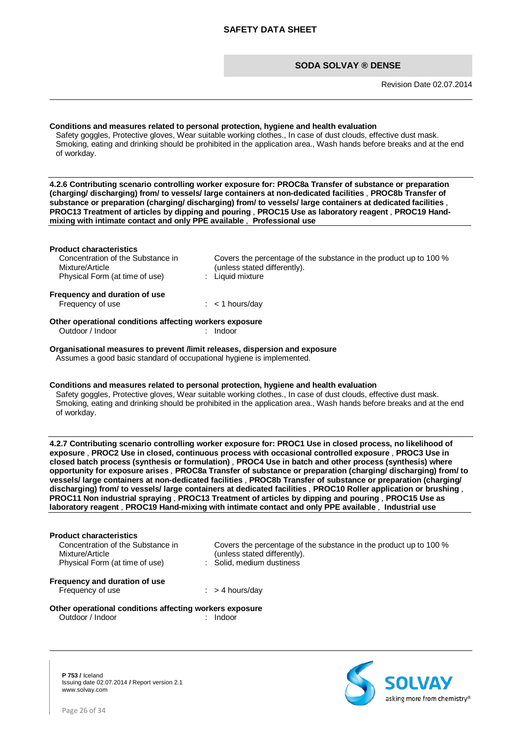**Conditions and measures related to personal protection, hygiene and health evaluation**

Safety goggles, Protective gloves, Wear suitable working clothes., In case of dust clouds, effective dust mask. Smoking, eating and drinking should be prohibited in the application area., Wash hands before breaks and at the end of workday.

**4.2.6 Contributing scenario controlling worker exposure for: PROC8a Transfer of substance or preparation (charging/ discharging) from/ to vessels/ large containers at non-dedicated facilities , PROC8b Transfer of substance or preparation (charging/ discharging) from/ to vessels/ large containers at dedicated facilities , PROC13 Treatment of articles by dipping and pouring , PROC15 Use as laboratory reagent , PROC19 Hand-mixing with intimate contact and only PPE available , Professional use**

**Product characteristics**

Concentration of the Substance in Mixture/Article: Covers the percentage of the substance in the product up to 100 % (unless stated differently).

Physical Form (at time of use) : Liquid mixture

**Frequency and duration of use**

Frequency of use : < 1 hours/day

**Other operational conditions affecting workers exposure**

Outdoor / Indoor : Indoor

**Organisational measures to prevent /limit releases, dispersion and exposure**

Assumes a good basic standard of occupational hygiene is implemented.

**Conditions and measures related to personal protection, hygiene and health evaluation**

Safety goggles, Protective gloves, Wear suitable working clothes., In case of dust clouds, effective dust mask. Smoking, eating and drinking should be prohibited in the application area., Wash hands before breaks and at the end of workday.

**4.2.7 Contributing scenario controlling worker exposure for: PROC1 Use in closed process, no likelihood of exposure , PROC2 Use in closed, continuous process with occasional controlled exposure , PROC3 Use in closed batch process (synthesis or formulation) , PROC4 Use in batch and other process (synthesis) where opportunity for exposure arises , PROC8a Transfer of substance or preparation (charging/ discharging) from/ to vessels/ large containers at non-dedicated facilities , PROC8b Transfer of substance or preparation (charging/ discharging) from/ to vessels/ large containers at dedicated facilities , PROC10 Roller application or brushing , PROC11 Non industrial spraying , PROC13 Treatment of articles by dipping and pouring , PROC15 Use as laboratory reagent , PROC19 Hand-mixing with intimate contact and only PPE available , Industrial use**

**Product characteristics**

Concentration of the Substance in Mixture/Article: Covers the percentage of the substance in the product up to 100 % (unless stated differently).

Physical Form (at time of use) : Solid, medium dustiness

**Frequency and duration of use**

Frequency of use : > 4 hours/day

**Other operational conditions affecting workers exposure**

Outdoor / Indoor : Indoor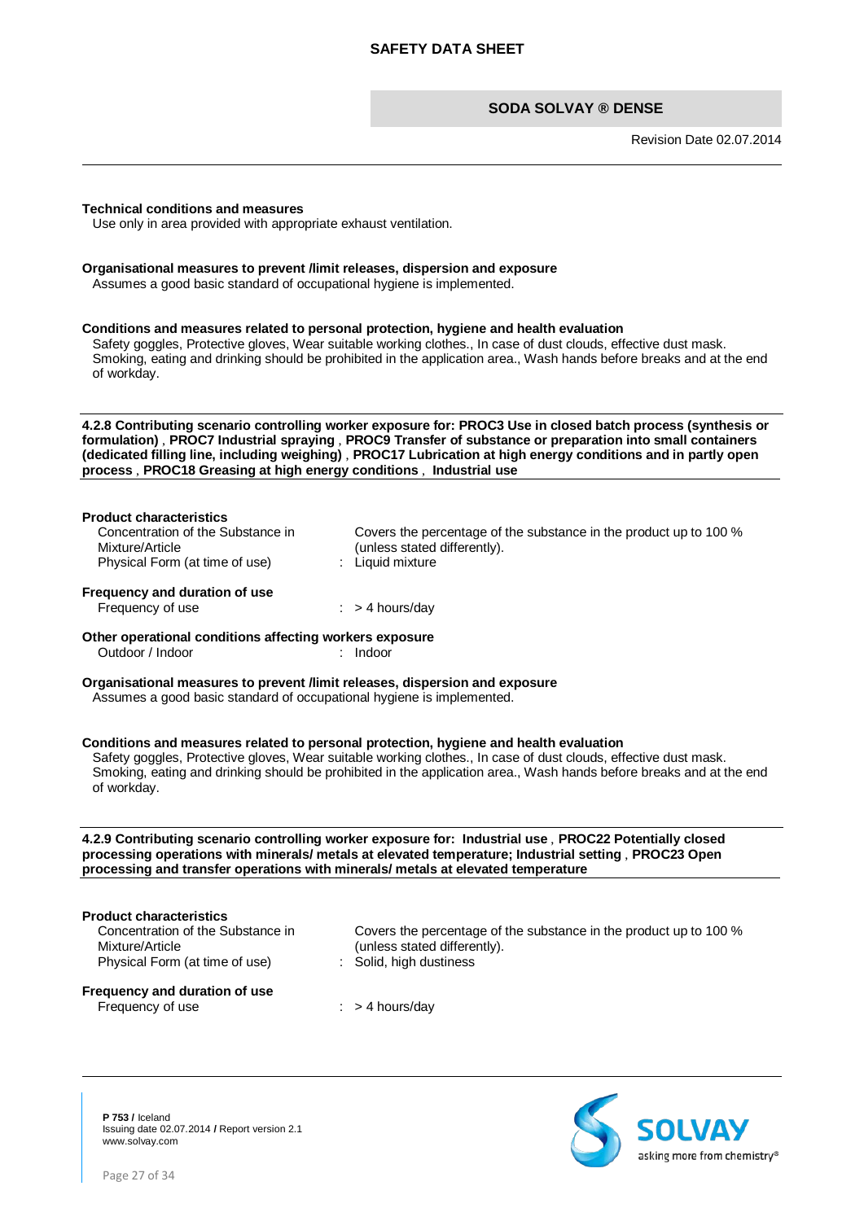**Technical conditions and measures**

Use only in area provided with appropriate exhaust ventilation.

**Organisational measures to prevent /limit releases, dispersion and exposure**

Assumes a good basic standard of occupational hygiene is implemented.

**Conditions and measures related to personal protection, hygiene and health evaluation**

Safety goggles, Protective gloves, Wear suitable working clothes., In case of dust clouds, effective dust mask. Smoking, eating and drinking should be prohibited in the application area., Wash hands before breaks and at the end of workday.

**4.2.8 Contributing scenario controlling worker exposure for: PROC3 Use in closed batch process (synthesis or formulation) , PROC7 Industrial spraying , PROC9 Transfer of substance or preparation into small containers (dedicated filling line, including weighing) , PROC17 Lubrication at high energy conditions and in partly open process , PROC18 Greasing at high energy conditions , Industrial use**

**Product characteristics**

Concentration of the Substance in Mixture/Article: Covers the percentage of the substance in the product up to 100 % (unless stated differently).

Physical Form (at time of use) : Liquid mixture

**Frequency and duration of use**

Frequency of use : > 4 hours/day

**Other operational conditions affecting workers exposure**

Outdoor / Indoor : Indoor

**Organisational measures to prevent /limit releases, dispersion and exposure**

Assumes a good basic standard of occupational hygiene is implemented.

**Conditions and measures related to personal protection, hygiene and health evaluation**

Safety goggles, Protective gloves, Wear suitable working clothes., In case of dust clouds, effective dust mask. Smoking, eating and drinking should be prohibited in the application area., Wash hands before breaks and at the end of workday.

**4.2.9 Contributing scenario controlling worker exposure for: Industrial use , PROC22 Potentially closed processing operations with minerals/ metals at elevated temperature; Industrial setting , PROC23 Open processing and transfer operations with minerals/ metals at elevated temperature**

**Product characteristics**

Concentration of the Substance in Mixture/Article: Covers the percentage of the substance in the product up to 100 % (unless stated differently).

Physical Form (at time of use) : Solid, high dustiness

**Frequency and duration of use**

Frequency of use : > 4 hours/day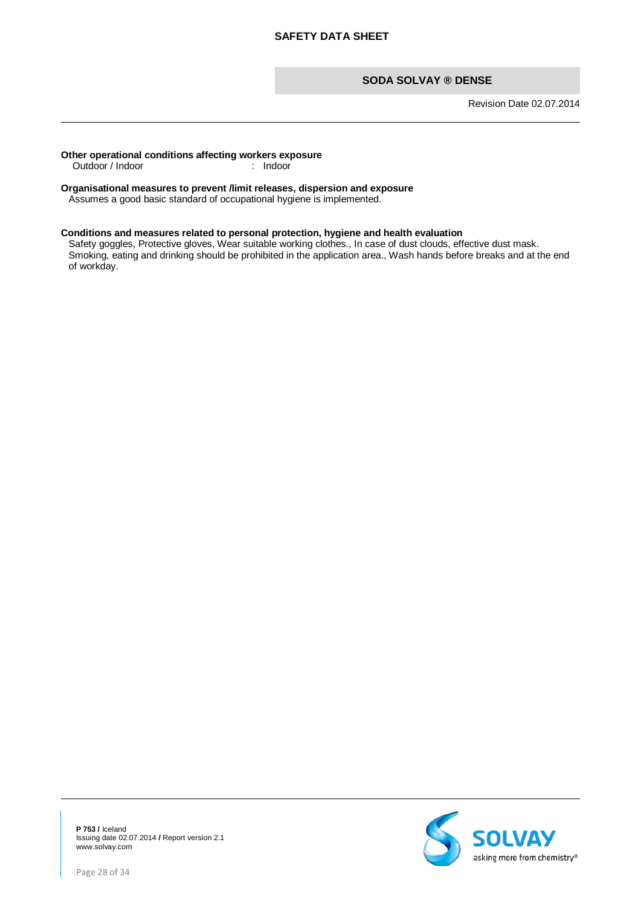**Other operational conditions affecting workers exposure**

Outdoor / Indoor : Indoor

**Organisational measures to prevent /limit releases, dispersion and exposure**

Assumes a good basic standard of occupational hygiene is implemented.

**Conditions and measures related to personal protection, hygiene and health evaluation**

Safety goggles, Protective gloves, Wear suitable working clothes., In case of dust clouds, effective dust mask. Smoking, eating and drinking should be prohibited in the application area., Wash hands before breaks and at the end of workday.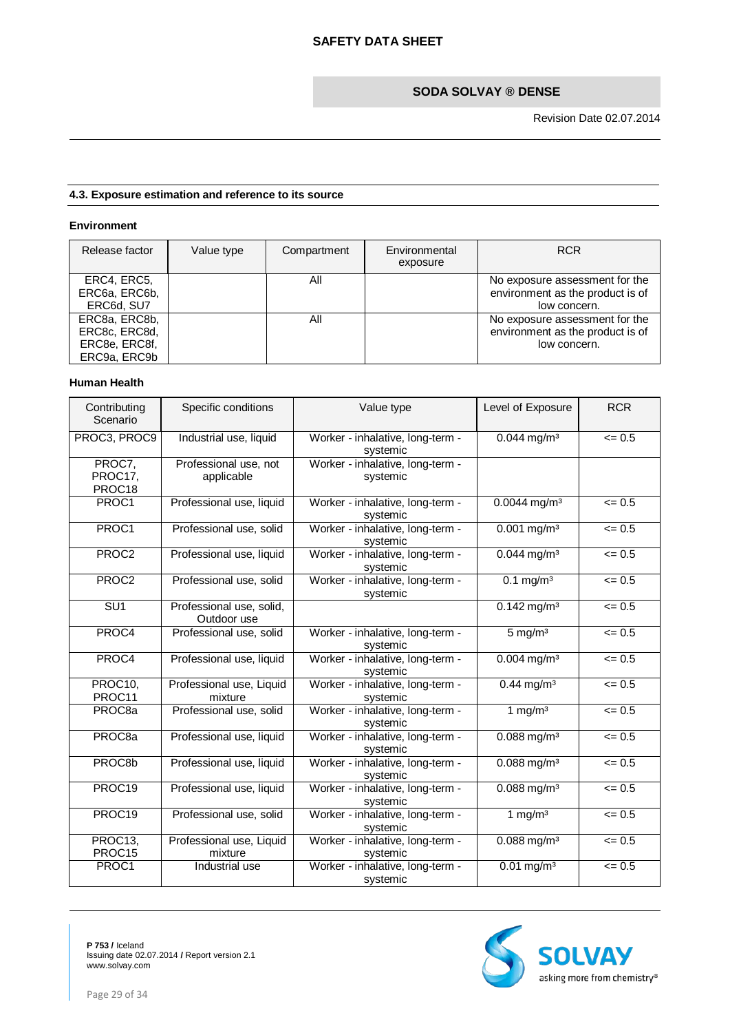### 4.3. Exposure estimation and reference to its source

**Environment**

| Release factor | Value type | Compartment | Environmental exposure | RCR |
|---|---|---|---|---|
| ERC4, ERC5, ERC6a, ERC6b, ERC6d, SU7 | | All | | No exposure assessment for the environment as the product is of low concern. |
| ERC8a, ERC8b, ERC8c, ERC8d, ERC8e, ERC8f, ERC9a, ERC9b | | All | | No exposure assessment for the environment as the product is of low concern. |

**Human Health**

| Contributing Scenario | Specific conditions | Value type | Level of Exposure | RCR |
|---|---|---|---|---|
| PROC3, PROC9 | Industrial use, liquid | Worker - inhalative, long-term - systemic | 0.044 mg/m³ | <= 0.5 |
| PROC7, PROC17, PROC18 | Professional use, not applicable | Worker - inhalative, long-term - systemic | | |
| PROC1 | Professional use, liquid | Worker - inhalative, long-term - systemic | 0.0044 mg/m³ | <= 0.5 |
| PROC1 | Professional use, solid | Worker - inhalative, long-term - systemic | 0.001 mg/m³ | <= 0.5 |
| PROC2 | Professional use, liquid | Worker - inhalative, long-term - systemic | 0.044 mg/m³ | <= 0.5 |
| PROC2 | Professional use, solid | Worker - inhalative, long-term - systemic | 0.1 mg/m³ | <= 0.5 |
| SU1 | Professional use, solid, Outdoor use | | 0.142 mg/m³ | <= 0.5 |
| PROC4 | Professional use, solid | Worker - inhalative, long-term - systemic | 5 mg/m³ | <= 0.5 |
| PROC4 | Professional use, liquid | Worker - inhalative, long-term - systemic | 0.004 mg/m³ | <= 0.5 |
| PROC10, PROC11 | Professional use, Liquid mixture | Worker - inhalative, long-term - systemic | 0.44 mg/m³ | <= 0.5 |
| PROC8a | Professional use, solid | Worker - inhalative, long-term - systemic | 1 mg/m³ | <= 0.5 |
| PROC8a | Professional use, liquid | Worker - inhalative, long-term - systemic | 0.088 mg/m³ | <= 0.5 |
| PROC8b | Professional use, liquid | Worker - inhalative, long-term - systemic | 0.088 mg/m³ | <= 0.5 |
| PROC19 | Professional use, liquid | Worker - inhalative, long-term - systemic | 0.088 mg/m³ | <= 0.5 |
| PROC19 | Professional use, solid | Worker - inhalative, long-term - systemic | 1 mg/m³ | <= 0.5 |
| PROC13, PROC15 | Professional use, Liquid mixture | Worker - inhalative, long-term - systemic | 0.088 mg/m³ | <= 0.5 |
| PROC1 | Industrial use | Worker - inhalative, long-term - systemic | 0.01 mg/m³ | <= 0.5 |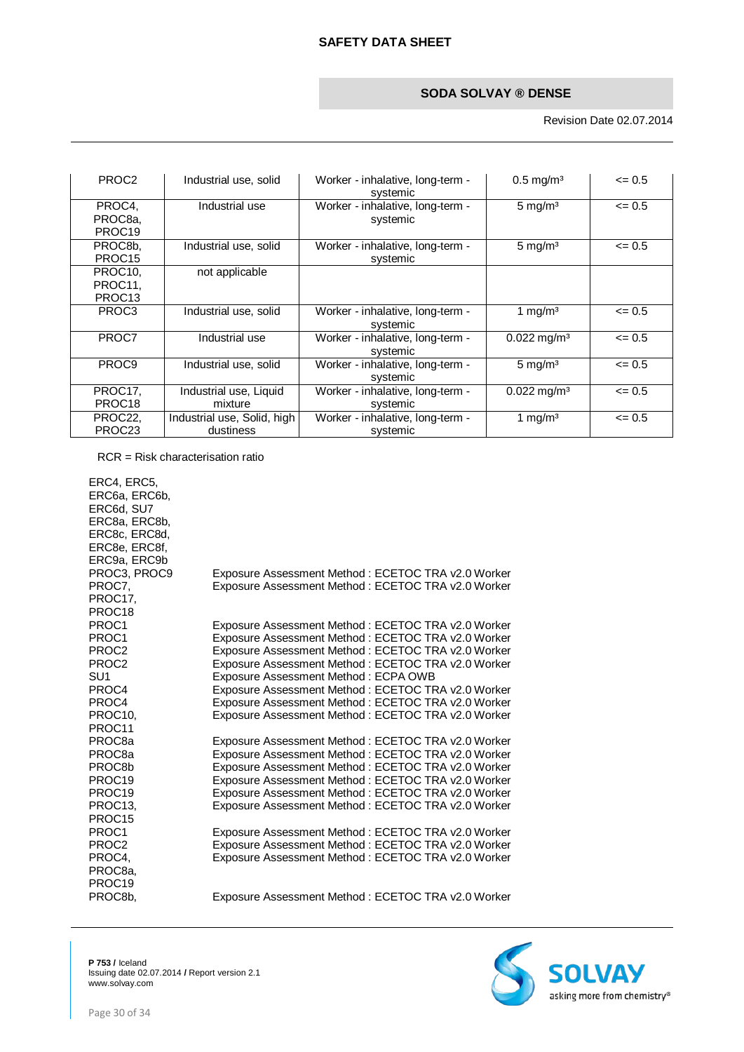| PROC2 | Industrial use, solid | Worker - inhalative, long-term - systemic | 0.5 mg/m³ | <= 0.5 |
|---|---|---|---|---|
| PROC4, PROC8a, PROC19 | Industrial use | Worker - inhalative, long-term - systemic | 5 mg/m³ | <= 0.5 |
| PROC8b, PROC15 | Industrial use, solid | Worker - inhalative, long-term - systemic | 5 mg/m³ | <= 0.5 |
| PROC10, PROC11, PROC13 | not applicable | | | |
| PROC3 | Industrial use, solid | Worker - inhalative, long-term - systemic | 1 mg/m³ | <= 0.5 |
| PROC7 | Industrial use | Worker - inhalative, long-term - systemic | 0.022 mg/m³ | <= 0.5 |
| PROC9 | Industrial use, solid | Worker - inhalative, long-term - systemic | 5 mg/m³ | <= 0.5 |
| PROC17, PROC18 | Industrial use, Liquid mixture | Worker - inhalative, long-term - systemic | 0.022 mg/m³ | <= 0.5 |
| PROC22, PROC23 | Industrial use, Solid, high dustiness | Worker - inhalative, long-term - systemic | 1 mg/m³ | <= 0.5 |

RCR = Risk characterisation ratio

| | |
|---|---|
| ERC4, ERC5, ERC6a, ERC6b, ERC6d, SU7 ERC8a, ERC8b, ERC8c, ERC8d, ERC8e, ERC8f, ERC9a, ERC9b | |
| PROC3, PROC9 | Exposure Assessment Method : ECETOC TRA v2.0 Worker |
| PROC7, PROC17, PROC18 | Exposure Assessment Method : ECETOC TRA v2.0 Worker |
| PROC1 | Exposure Assessment Method : ECETOC TRA v2.0 Worker |
| PROC1 | Exposure Assessment Method : ECETOC TRA v2.0 Worker |
| PROC2 | Exposure Assessment Method : ECETOC TRA v2.0 Worker |
| PROC2 | Exposure Assessment Method : ECETOC TRA v2.0 Worker |
| SU1 | Exposure Assessment Method : ECPA OWB |
| PROC4 | Exposure Assessment Method : ECETOC TRA v2.0 Worker |
| PROC4 | Exposure Assessment Method : ECETOC TRA v2.0 Worker |
| PROC10, PROC11 | Exposure Assessment Method : ECETOC TRA v2.0 Worker |
| PROC8a | Exposure Assessment Method : ECETOC TRA v2.0 Worker |
| PROC8a | Exposure Assessment Method : ECETOC TRA v2.0 Worker |
| PROC8b | Exposure Assessment Method : ECETOC TRA v2.0 Worker |
| PROC19 | Exposure Assessment Method : ECETOC TRA v2.0 Worker |
| PROC19 | Exposure Assessment Method : ECETOC TRA v2.0 Worker |
| PROC13, PROC15 | Exposure Assessment Method : ECETOC TRA v2.0 Worker |
| PROC1 | Exposure Assessment Method : ECETOC TRA v2.0 Worker |
| PROC2 | Exposure Assessment Method : ECETOC TRA v2.0 Worker |
| PROC4, PROC8a, PROC19 | Exposure Assessment Method : ECETOC TRA v2.0 Worker |
| PROC8b, | Exposure Assessment Method : ECETOC TRA v2.0 Worker |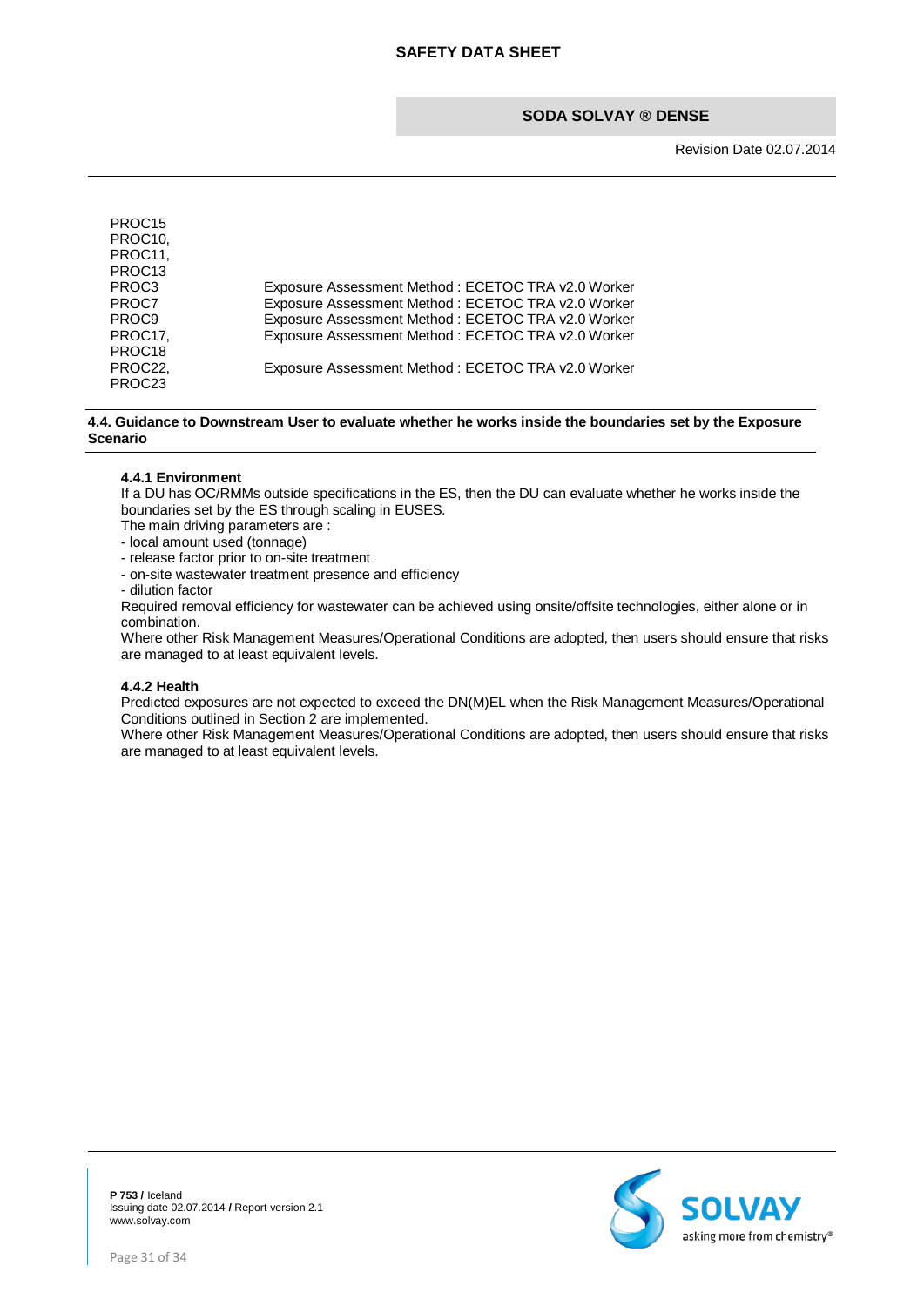| | |
|---|---|
| PROC15 PROC10, PROC11, PROC13 | |
| PROC3 | Exposure Assessment Method : ECETOC TRA v2.0 Worker |
| PROC7 | Exposure Assessment Method : ECETOC TRA v2.0 Worker |
| PROC9 | Exposure Assessment Method : ECETOC TRA v2.0 Worker |
| PROC17, PROC18 | Exposure Assessment Method : ECETOC TRA v2.0 Worker |
| PROC22, PROC23 | Exposure Assessment Method : ECETOC TRA v2.0 Worker |

## 4.4. Guidance to Downstream User to evaluate whether he works inside the boundaries set by the Exposure Scenario

### 4.4.1 Environment

If a DU has OC/RMMs outside specifications in the ES, then the DU can evaluate whether he works inside the boundaries set by the ES through scaling in EUSES.

The main driving parameters are :

- local amount used (tonnage)
- release factor prior to on-site treatment
- on-site wastewater treatment presence and efficiency
- dilution factor

Required removal efficiency for wastewater can be achieved using onsite/offsite technologies, either alone or in combination.

Where other Risk Management Measures/Operational Conditions are adopted, then users should ensure that risks are managed to at least equivalent levels.

### 4.4.2 Health

Predicted exposures are not expected to exceed the DN(M)EL when the Risk Management Measures/Operational Conditions outlined in Section 2 are implemented.

Where other Risk Management Measures/Operational Conditions are adopted, then users should ensure that risks are managed to at least equivalent levels.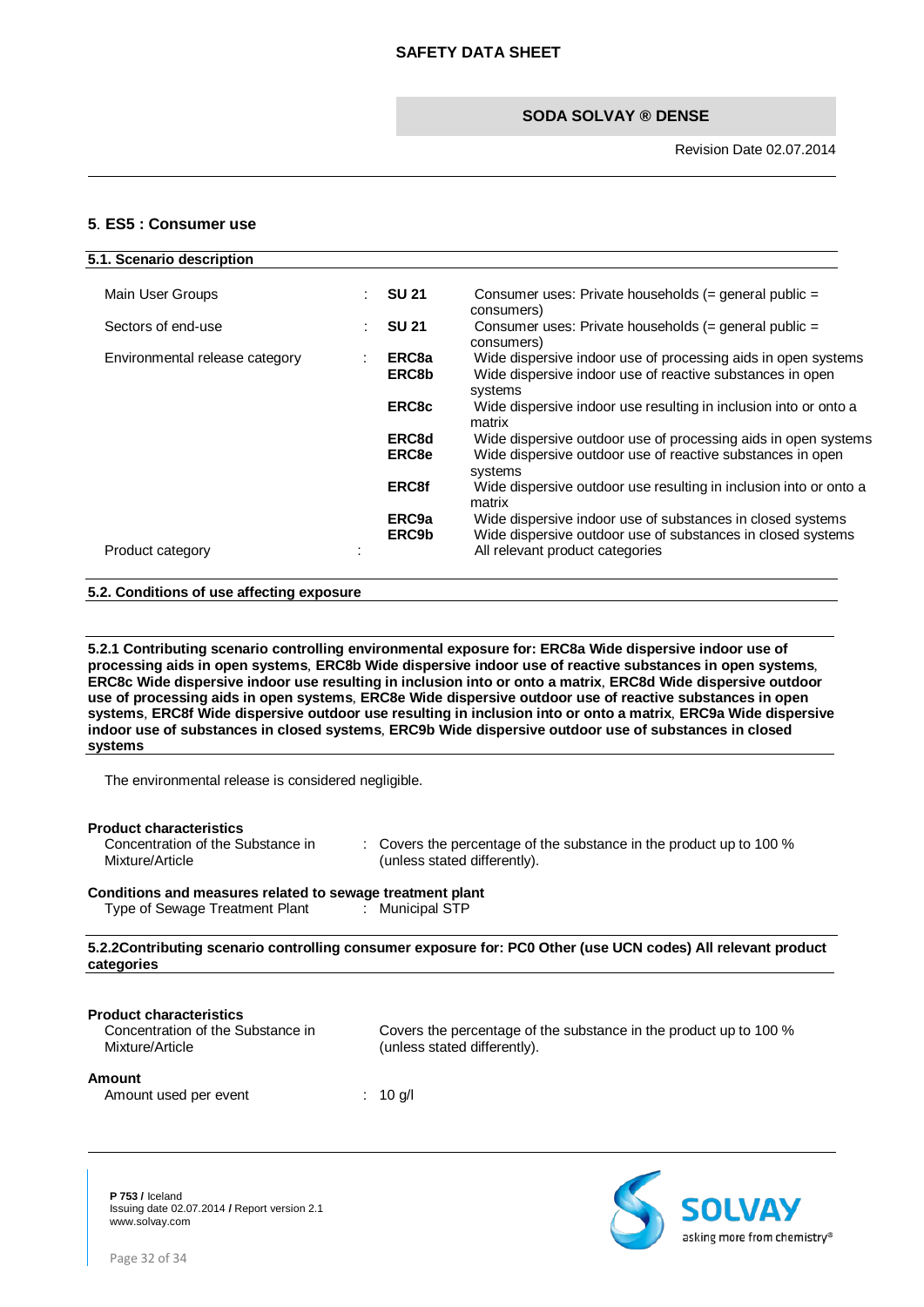## 5. ES5 : Consumer use

### 5.1. Scenario description

| | | | |
|---|---|---|---|
| Main User Groups | : | **SU 21** | Consumer uses: Private households (= general public = consumers) |
| Sectors of end-use | : | **SU 21** | Consumer uses: Private households (= general public = consumers) |
| Environmental release category | : | **ERC8a** | Wide dispersive indoor use of processing aids in open systems |
| | | **ERC8b** | Wide dispersive indoor use of reactive substances in open systems |
| | | **ERC8c** | Wide dispersive indoor use resulting in inclusion into or onto a matrix |
| | | **ERC8d** | Wide dispersive outdoor use of processing aids in open systems |
| | | **ERC8e** | Wide dispersive outdoor use of reactive substances in open systems |
| | | **ERC8f** | Wide dispersive outdoor use resulting in inclusion into or onto a matrix |
| | | **ERC9a** | Wide dispersive indoor use of substances in closed systems |
| | | **ERC9b** | Wide dispersive outdoor use of substances in closed systems |
| Product category | : | | All relevant product categories |

### 5.2. Conditions of use affecting exposure

**5.2.1 Contributing scenario controlling environmental exposure for: ERC8a Wide dispersive indoor use of processing aids in open systems, ERC8b Wide dispersive indoor use of reactive substances in open systems, ERC8c Wide dispersive indoor use resulting in inclusion into or onto a matrix, ERC8d Wide dispersive outdoor use of processing aids in open systems, ERC8e Wide dispersive outdoor use of reactive substances in open systems, ERC8f Wide dispersive outdoor use resulting in inclusion into or onto a matrix, ERC9a Wide dispersive indoor use of substances in closed systems, ERC9b Wide dispersive outdoor use of substances in closed systems**

The environmental release is considered negligible.

**Product characteristics**

Concentration of the Substance in Mixture/Article : Covers the percentage of the substance in the product up to 100 % (unless stated differently).

**Conditions and measures related to sewage treatment plant**

Type of Sewage Treatment Plant : Municipal STP

**5.2.2Contributing scenario controlling consumer exposure for: PC0 Other (use UCN codes) All relevant product categories**

**Product characteristics**

Concentration of the Substance in Mixture/Article : Covers the percentage of the substance in the product up to 100 % (unless stated differently).

**Amount**

Amount used per event : 10 g/l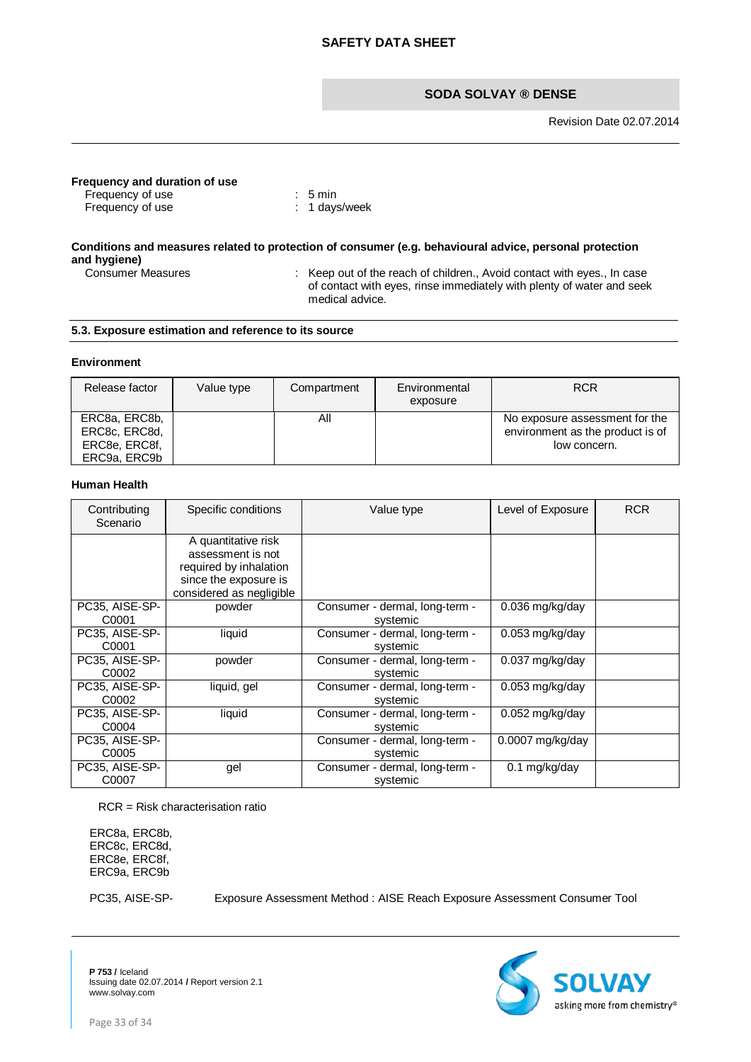**Frequency and duration of use**

| | |
|---|---|
| Frequency of use | : 5 min |
| Frequency of use | : 1 days/week |

**Conditions and measures related to protection of consumer (e.g. behavioural advice, personal protection and hygiene)**

Consumer Measures : Keep out of the reach of children., Avoid contact with eyes., In case of contact with eyes, rinse immediately with plenty of water and seek medical advice.

### 5.3. Exposure estimation and reference to its source

**Environment**

| Release factor | Value type | Compartment | Environmental exposure | RCR |
|---|---|---|---|---|
| ERC8a, ERC8b, ERC8c, ERC8d, ERC8e, ERC8f, ERC9a, ERC9b | | All | | No exposure assessment for the environment as the product is of low concern. |

**Human Health**

| Contributing Scenario | Specific conditions | Value type | Level of Exposure | RCR |
|---|---|---|---|---|
| | A quantitative risk assessment is not required by inhalation since the exposure is considered as negligible | | | |
| PC35, AISE-SP-C0001 | powder | Consumer - dermal, long-term - systemic | 0.036 mg/kg/day | |
| PC35, AISE-SP-C0001 | liquid | Consumer - dermal, long-term - systemic | 0.053 mg/kg/day | |
| PC35, AISE-SP-C0002 | powder | Consumer - dermal, long-term - systemic | 0.037 mg/kg/day | |
| PC35, AISE-SP-C0002 | liquid, gel | Consumer - dermal, long-term - systemic | 0.053 mg/kg/day | |
| PC35, AISE-SP-C0004 | liquid | Consumer - dermal, long-term - systemic | 0.052 mg/kg/day | |
| PC35, AISE-SP-C0005 | | Consumer - dermal, long-term - systemic | 0.0007 mg/kg/day | |
| PC35, AISE-SP-C0007 | gel | Consumer - dermal, long-term - systemic | 0.1 mg/kg/day | |

RCR = Risk characterisation ratio

ERC8a, ERC8b, ERC8c, ERC8d, ERC8e, ERC8f, ERC9a, ERC9b

PC35, AISE-SP- Exposure Assessment Method : AISE Reach Exposure Assessment Consumer Tool

**P 753 /** Iceland
Issuing date 02.07.2014 **/** Report version 2.1
www.solvay.com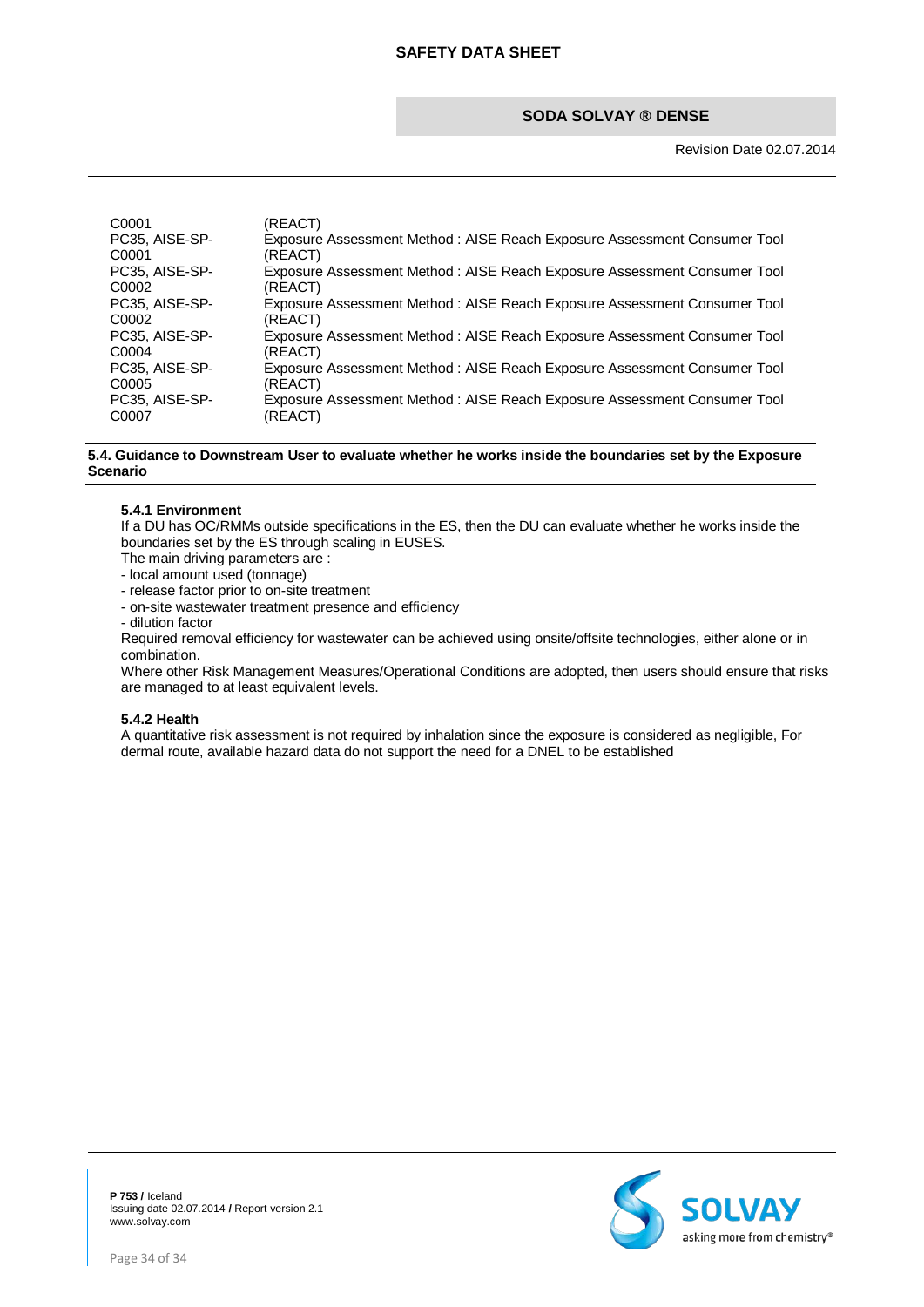| | |
|---|---|
| C0001 | (REACT) |
| PC35, AISE-SP-C0001 | Exposure Assessment Method : AISE Reach Exposure Assessment Consumer Tool (REACT) |
| PC35, AISE-SP-C0002 | Exposure Assessment Method : AISE Reach Exposure Assessment Consumer Tool (REACT) |
| PC35, AISE-SP-C0002 | Exposure Assessment Method : AISE Reach Exposure Assessment Consumer Tool (REACT) |
| PC35, AISE-SP-C0004 | Exposure Assessment Method : AISE Reach Exposure Assessment Consumer Tool (REACT) |
| PC35, AISE-SP-C0005 | Exposure Assessment Method : AISE Reach Exposure Assessment Consumer Tool (REACT) |
| PC35, AISE-SP-C0007 | Exposure Assessment Method : AISE Reach Exposure Assessment Consumer Tool (REACT) |

## 5.4. Guidance to Downstream User to evaluate whether he works inside the boundaries set by the Exposure Scenario

### 5.4.1 Environment

If a DU has OC/RMMs outside specifications in the ES, then the DU can evaluate whether he works inside the boundaries set by the ES through scaling in EUSES.

The main driving parameters are :

- local amount used (tonnage)
- release factor prior to on-site treatment
- on-site wastewater treatment presence and efficiency
- dilution factor

Required removal efficiency for wastewater can be achieved using onsite/offsite technologies, either alone or in combination.

Where other Risk Management Measures/Operational Conditions are adopted, then users should ensure that risks are managed to at least equivalent levels.

### 5.4.2 Health

A quantitative risk assessment is not required by inhalation since the exposure is considered as negligible, For dermal route, available hazard data do not support the need for a DNEL to be established